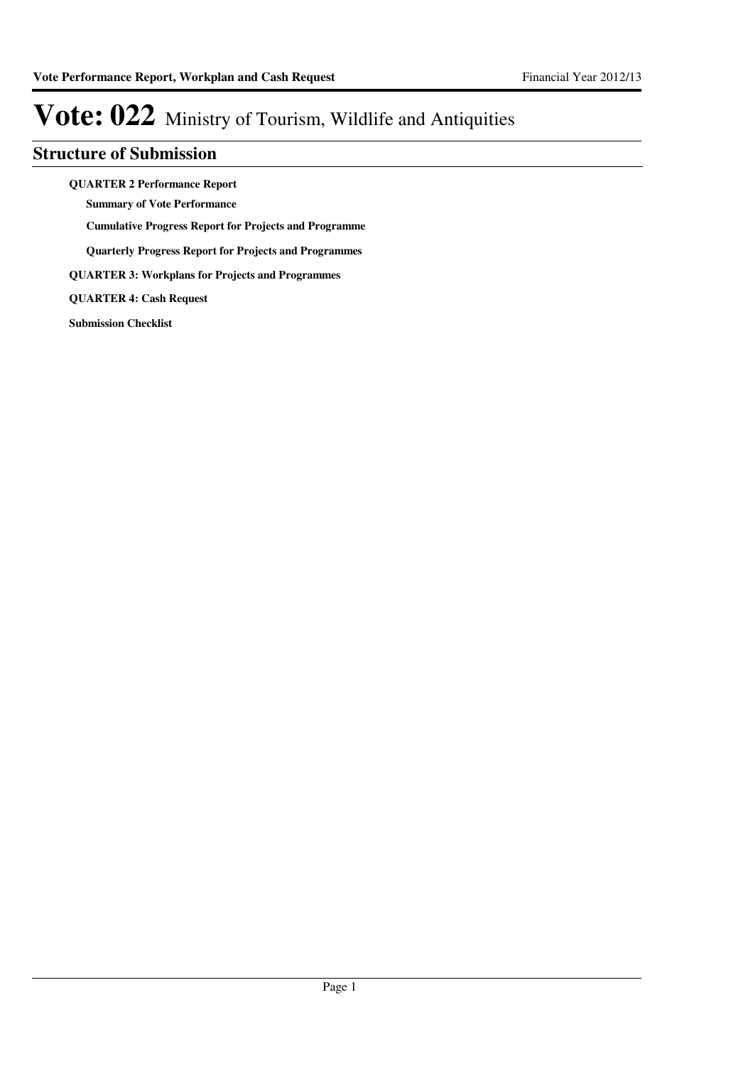# Vote: 022 Ministry of Tourism, Wildlife and Antiquities

## Structure of Submission

**QUARTER 2 Performance Report**

- **Summary of Vote Performance**
- **Cumulative Progress Report for Projects and Programme**
- **Quarterly Progress Report for Projects and Programmes**

**QUARTER 3: Workplans for Projects and Programmes**

**QUARTER 4: Cash Request**

**Submission Checklist**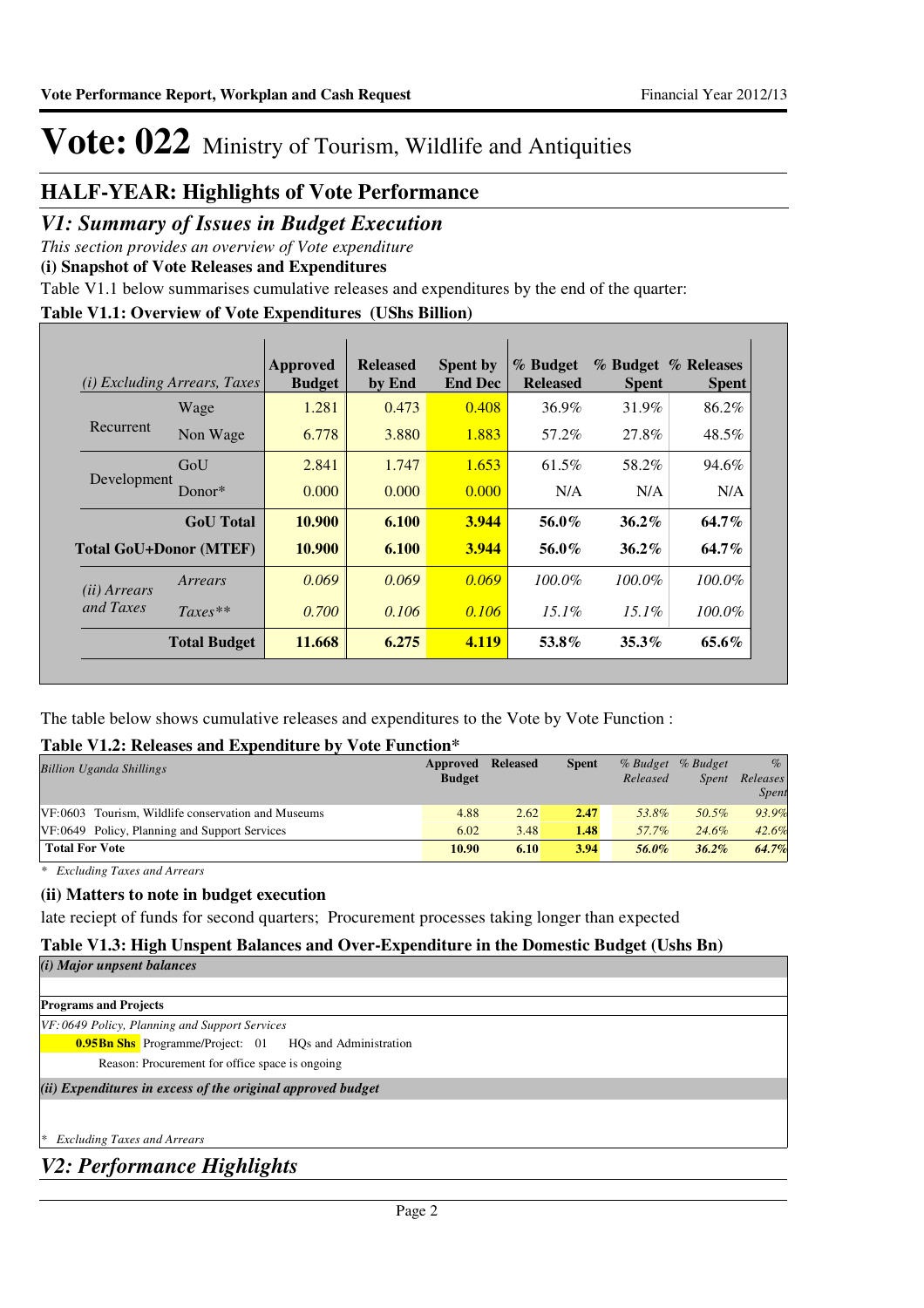# Vote: 022 Ministry of Tourism, Wildlife and Antiquities

## HALF-YEAR: Highlights of Vote Performance

## *V1: Summary of Issues in Budget Execution*

*This section provides an overview of Vote expenditure*

**(i) Snapshot of Vote Releases and Expenditures**

Table V1.1 below summarises cumulative releases and expenditures by the end of the quarter:

**Table V1.1: Overview of Vote Expenditures (UShs Billion)**

| *(i) Excluding Arrears, Taxes* | | Approved Budget | Released by End | Spent by End Dec | % Budget Released | % Budget Spent | % Releases Spent |
|---|---|---|---|---|---|---|---|
| Recurrent | Wage | 1.281 | 0.473 | 0.408 | 36.9% | 31.9% | 86.2% |
| | Non Wage | 6.778 | 3.880 | 1.883 | 57.2% | 27.8% | 48.5% |
| Development | GoU | 2.841 | 1.747 | 1.653 | 61.5% | 58.2% | 94.6% |
| | Donor* | 0.000 | 0.000 | 0.000 | N/A | N/A | N/A |
| | **GoU Total** | **10.900** | **6.100** | **3.944** | **56.0%** | **36.2%** | **64.7%** |
| **Total GoU+Donor (MTEF)** | | **10.900** | **6.100** | **3.944** | **56.0%** | **36.2%** | **64.7%** |
| *(ii) Arrears and Taxes* | *Arrears* | *0.069* | *0.069* | *0.069* | *100.0%* | *100.0%* | *100.0%* |
| | *Taxes*** | *0.700* | *0.106* | *0.106* | *15.1%* | *15.1%* | *100.0%* |
| | **Total Budget** | **11.668** | **6.275** | **4.119** | **53.8%** | **35.3%** | **65.6%** |

The table below shows cumulative releases and expenditures to the Vote by Vote Function :

**Table V1.2: Releases and Expenditure by Vote Function***

| *Billion Uganda Shillings* | Approved Budget | Released | Spent | *% Budget Released* | *% Budget Spent* | *% Releases Spent* |
|---|---|---|---|---|---|---|
| VF:0603 Tourism, Wildlife conservation and Museums | 4.88 | 2.62 | 2.47 | *53.8%* | *50.5%* | *93.9%* |
| VF:0649 Policy, Planning and Support Services | 6.02 | 3.48 | 1.48 | *57.7%* | *24.6%* | *42.6%* |
| **Total For Vote** | **10.90** | **6.10** | **3.94** | ***56.0%*** | ***36.2%*** | ***64.7%*** |

*\* Excluding Taxes and Arrears*

**(ii) Matters to note in budget execution**

late reciept of funds for second quarters; Procurement processes taking longer than expected

**Table V1.3: High Unspent Balances and Over-Expenditure in the Domestic Budget (Ushs Bn)**

***(i) Major unpsent balances***

**Programs and Projects**

*VF: 0649 Policy, Planning and Support Services*

**0.95Bn Shs** Programme/Project: 01 HQs and Administration

Reason: Procurement for office space is ongoing

***(ii) Expenditures in excess of the original approved budget***

*\* Excluding Taxes and Arrears*

## *V2: Performance Highlights*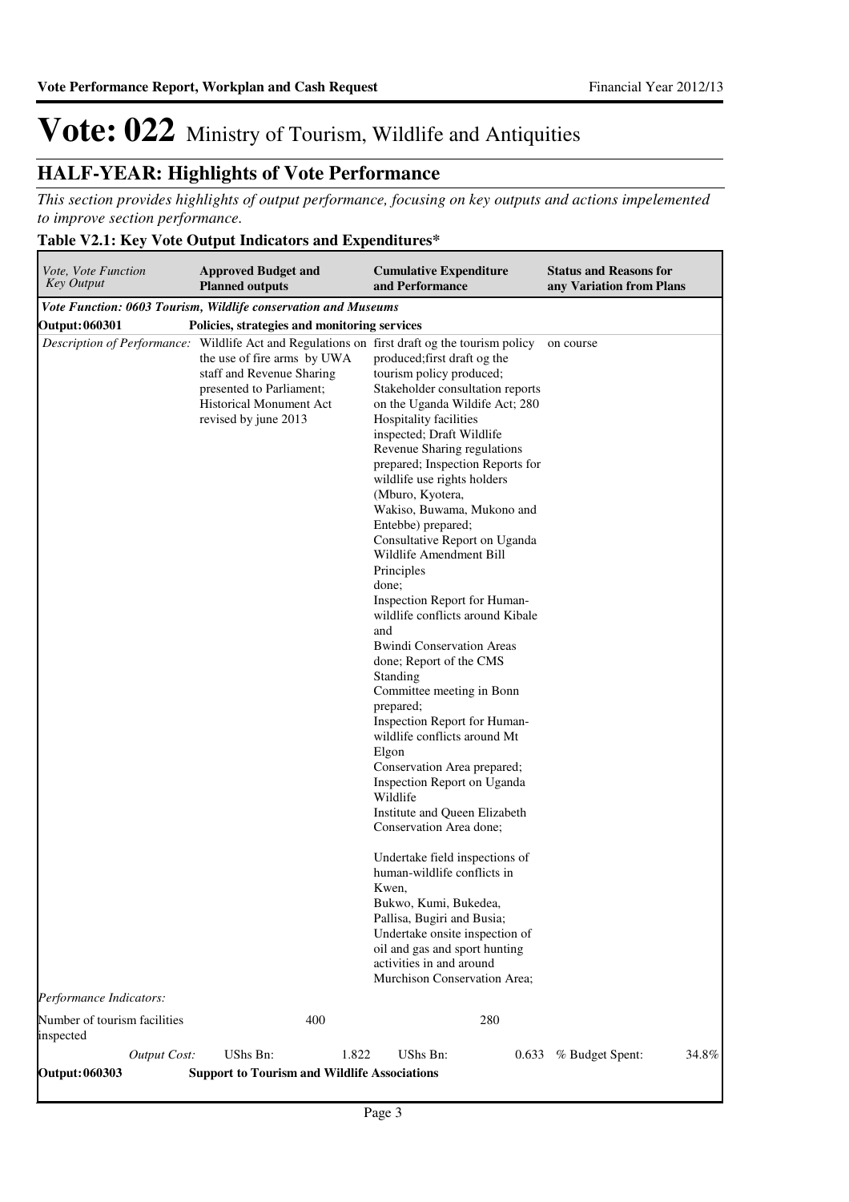# Vote: 022 Ministry of Tourism, Wildlife and Antiquities

## HALF-YEAR: Highlights of Vote Performance

*This section provides highlights of output performance, focusing on key outputs and actions impelemented to improve section performance.*

### Table V2.1: Key Vote Output Indicators and Expenditures*

| *Vote, Vote Function Key Output* | **Approved Budget and Planned outputs** | **Cumulative Expenditure and Performance** | **Status and Reasons for any Variation from Plans** |
|---|---|---|---|
| ***Vote Function: 0603 Tourism, Wildlife conservation and Museums*** | | | |
| **Output: 060301** | **Policies, strategies and monitoring services** | | |
| *Description of Performance:* | Wildlife Act and Regulations on the use of fire arms by UWA staff and Revenue Sharing presented to Parliament; Historical Monument Act revised by june 2013 | first draft og the tourism policy produced;first draft og the tourism policy produced; Stakeholder consultation reports on the Uganda Wildife Act; 280 Hospitality facilities inspected; Draft Wildlife Revenue Sharing regulations prepared; Inspection Reports for wildlife use rights holders (Mburo, Kyotera, Wakiso, Buwama, Mukono and Entebbe) prepared; Consultative Report on Uganda Wildlife Amendment Bill Principles done; Inspection Report for Human-wildlife conflicts around Kibale and Bwindi Conservation Areas done; Report of the CMS Standing Committee meeting in Bonn prepared; Inspection Report for Human-wildlife conflicts around Mt Elgon Conservation Area prepared; Inspection Report on Uganda Wildlife Institute and Queen Elizabeth Conservation Area done;<br><br>Undertake field inspections of human-wildlife conflicts in Kwen, Bukwo, Kumi, Bukedea, Pallisa, Bugiri and Busia; Undertake onsite inspection of oil and gas and sport hunting activities in and around Murchison Conservation Area; | on course |
| *Performance Indicators:* | | | |
| Number of tourism facilities inspected | 400 | 280 | |
| *Output Cost:* | UShs Bn: 1.822 | UShs Bn: 0.633 | % Budget Spent: 34.8% |
| **Output: 060303** | **Support to Tourism and Wildlife Associations** | | |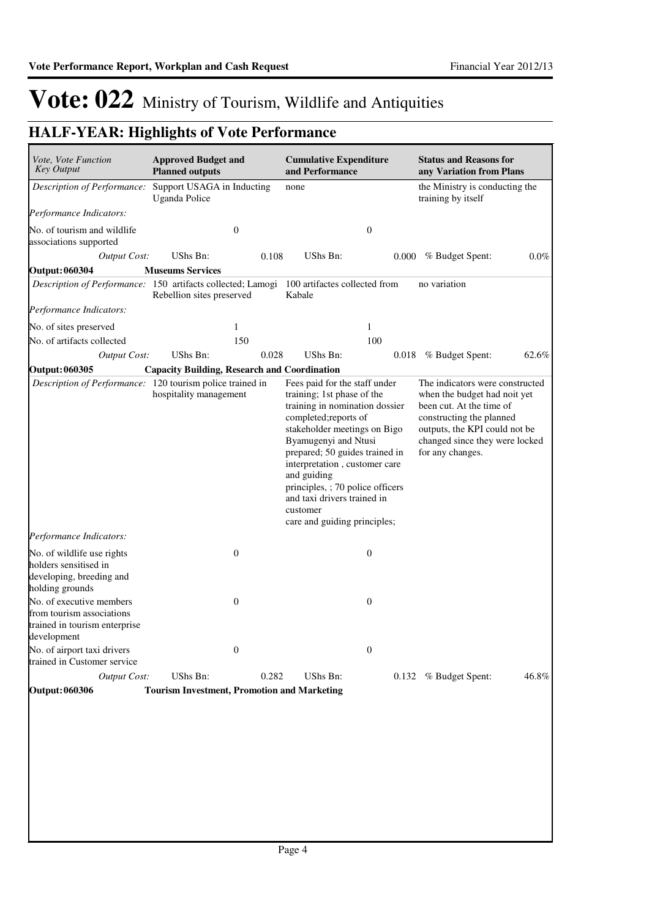# Vote: 022 Ministry of Tourism, Wildlife and Antiquities

## HALF-YEAR: Highlights of Vote Performance

| *Vote, Vote Function Key Output* | **Approved Budget and Planned outputs** | | **Cumulative Expenditure and Performance** | | **Status and Reasons for any Variation from Plans** | |
|---|---|---|---|---|---|---|
| *Description of Performance:* | Support USAGA in Inducting Uganda Police | | none | | the Ministry is conducting the training by itself | |
| *Performance Indicators:* | | | | | | |
| No. of tourism and wildlife associations supported | | 0 | | 0 | | |
| *Output Cost:* | UShs Bn: | 0.108 | UShs Bn: | 0.000 | % Budget Spent: | 0.0% |
| **Output: 060304** | **Museums Services** | | | | | |
| *Description of Performance:* | 150 artifacts collected; Lamogi Rebellion sites preserved | | 100 artifactes collected from Kabale | | no variation | |
| *Performance Indicators:* | | | | | | |
| No. of sites preserved | | 1 | | 1 | | |
| No. of artifacts collected | | 150 | | 100 | | |
| *Output Cost:* | UShs Bn: | 0.028 | UShs Bn: | 0.018 | % Budget Spent: | 62.6% |
| **Output: 060305** | **Capacity Building, Research and Coordination** | | | | | |
| *Description of Performance:* | 120 tourism police trained in hospitality management | | Fees paid for the staff under training; 1st phase of the training in nomination dossier completed;reports of stakeholder meetings on Bigo Byamugenyi and Ntusi prepared; 50 guides trained in interpretation , customer care and guiding principles, ; 70 police officers and taxi drivers trained in customer care and guiding principles; | | The indicators were constructed when the budget had noit yet been cut. At the time of constructing the planned outputs, the KPI could not be changed since they were locked for any changes. | |
| *Performance Indicators:* | | | | | | |
| No. of wildlife use rights holders sensitised in developing, breeding and holding grounds | | 0 | | 0 | | |
| No. of executive members from tourism associations trained in tourism enterprise development | | 0 | | 0 | | |
| No. of airport taxi drivers trained in Customer service | | 0 | | 0 | | |
| *Output Cost:* | UShs Bn: | 0.282 | UShs Bn: | 0.132 | % Budget Spent: | 46.8% |
| **Output: 060306** | **Tourism Investment, Promotion and Marketing** | | | | | |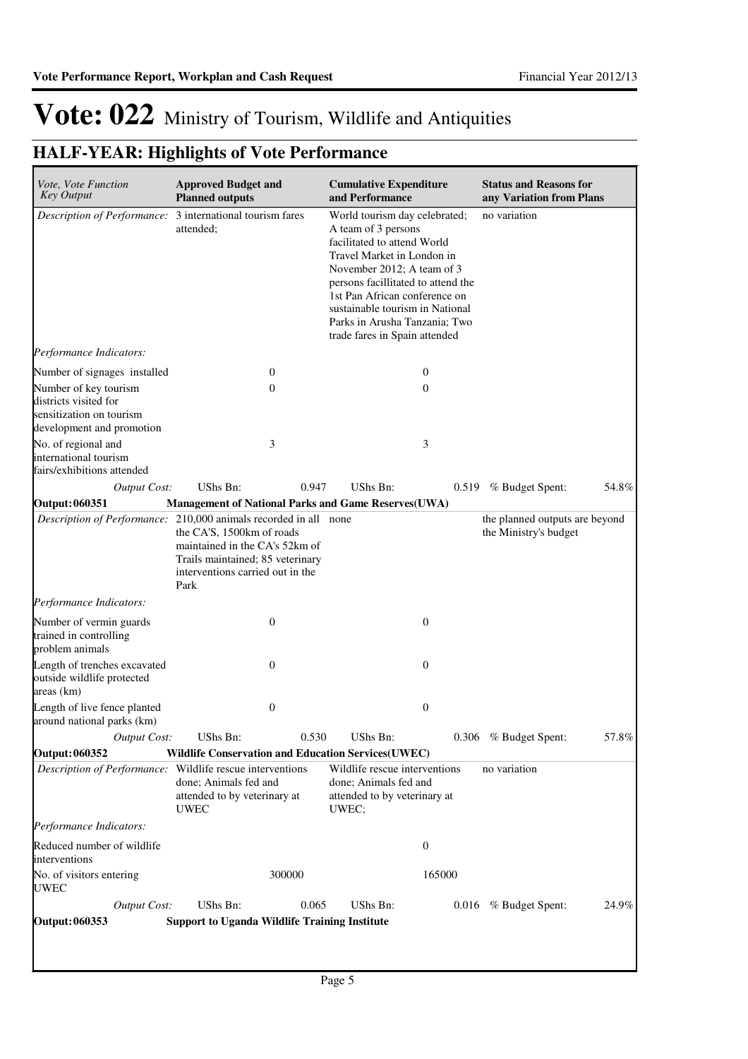# Vote: 022 Ministry of Tourism, Wildlife and Antiquities

## HALF-YEAR: Highlights of Vote Performance

| *Vote, Vote Function Key Output* | **Approved Budget and Planned outputs** | | **Cumulative Expenditure and Performance** | | **Status and Reasons for any Variation from Plans** | |
|---|---|---|---|---|---|---|
| *Description of Performance:* | 3 international tourism fares attended; | | World tourism day celebrated; A team of 3 persons facilitated to attend World Travel Market in London in November 2012; A team of 3 persons facillitated to attend the 1st Pan African conference on sustainable tourism in National Parks in Arusha Tanzania; Two trade fares in Spain attended | | no variation | |
| *Performance Indicators:* | | | | | | |
| Number of signages installed | | 0 | | 0 | | |
| Number of key tourism districts visited for sensitization on tourism development and promotion | | 0 | | 0 | | |
| No. of regional and international tourism fairs/exhibitions attended | | 3 | | 3 | | |
| *Output Cost:* | UShs Bn: | 0.947 | UShs Bn: | 0.519 | % Budget Spent: | 54.8% |
| **Output: 060351** | **Management of National Parks and Game Reserves(UWA)** | | | | | |
| *Description of Performance:* | 210,000 animals recorded in all the CA'S, 1500km of roads maintained in the CA's 52km of Trails maintained; 85 veterinary interventions carried out in the Park | | none | | the planned outputs are beyond the Ministry's budget | |
| *Performance Indicators:* | | | | | | |
| Number of vermin guards trained in controlling problem animals | | 0 | | 0 | | |
| Length of trenches excavated outside wildlife protected areas (km) | | 0 | | 0 | | |
| Length of live fence planted around national parks (km) | | 0 | | 0 | | |
| *Output Cost:* | UShs Bn: | 0.530 | UShs Bn: | 0.306 | % Budget Spent: | 57.8% |
| **Output: 060352** | **Wildlife Conservation and Education Services(UWEC)** | | | | | |
| *Description of Performance:* | Wildlife rescue interventions done; Animals fed and attended to by veterinary at UWEC | | Wildlife rescue interventions done; Animals fed and attended to by veterinary at UWEC; | | no variation | |
| *Performance Indicators:* | | | | | | |
| Reduced number of wildlife interventions | | | | 0 | | |
| No. of visitors entering UWEC | | 300000 | | 165000 | | |
| *Output Cost:* | UShs Bn: | 0.065 | UShs Bn: | 0.016 | % Budget Spent: | 24.9% |
| **Output: 060353** | **Support to Uganda Wildlife Training Institute** | | | | | |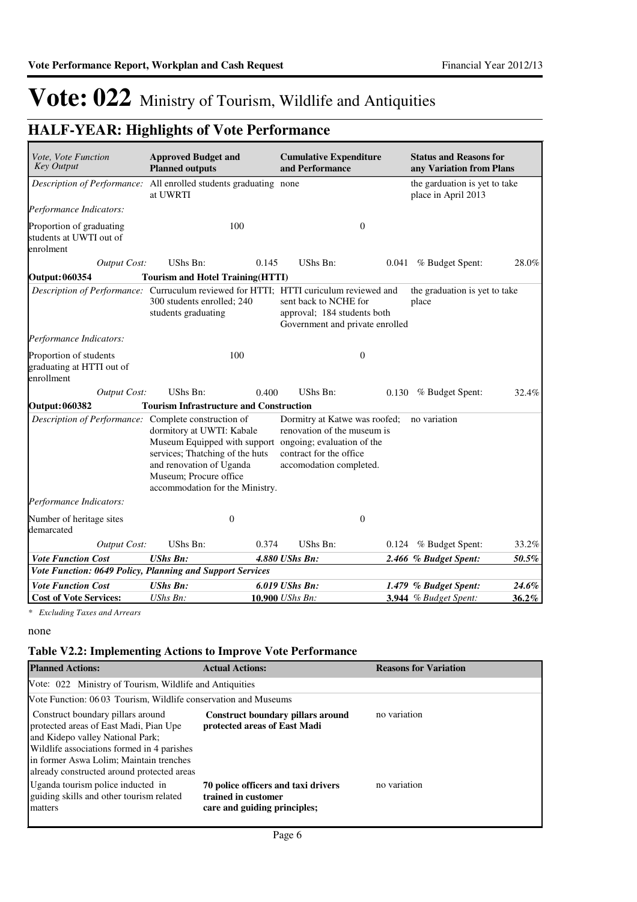# Vote: 022 Ministry of Tourism, Wildlife and Antiquities

## HALF-YEAR: Highlights of Vote Performance

| *Vote, Vote Function Key Output* | **Approved Budget and Planned outputs** | | **Cumulative Expenditure and Performance** | | **Status and Reasons for any Variation from Plans** | |
|---|---|---|---|---|---|---|
| *Description of Performance:* | All enrolled students graduating at UWRTI | | none | | the garduation is yet to take place in April 2013 | |
| *Performance Indicators:* | | | | | | |
| Proportion of graduating students at UWTI out of enrolment | | 100 | | 0 | | |
| *Output Cost:* | UShs Bn: | 0.145 | UShs Bn: | 0.041 | % Budget Spent: | 28.0% |
| **Output: 060354** | **Tourism and Hotel Training(HTTI)** | | | | | |
| *Description of Performance:* | Curruculum reviewed for HTTI; 300 students enrolled; 240 students graduating | | HTTI curiculum reviewed and sent back to NCHE for approval; 184 students both Government and private enrolled | | the graduation is yet to take place | |
| *Performance Indicators:* | | | | | | |
| Proportion of students graduating at HTTI out of enrollment | | 100 | | 0 | | |
| *Output Cost:* | UShs Bn: | 0.400 | UShs Bn: | 0.130 | % Budget Spent: | 32.4% |
| **Output: 060382** | **Tourism Infrastructure and Construction** | | | | | |
| *Description of Performance:* | Complete construction of dormitory at UWTI: Kabale Museum Equipped with support services; Thatching of the huts and renovation of Uganda Museum; Procure office accommodation for the Ministry. | | Dormitry at Katwe was roofed; renovation of the museum is ongoing; evaluation of the contract for the office accomodation completed. | | no variation | |
| *Performance Indicators:* | | | | | | |
| Number of heritage sites demarcated | | 0 | | 0 | | |
| *Output Cost:* | UShs Bn: | 0.374 | UShs Bn: | 0.124 | % Budget Spent: | 33.2% |
| ***Vote Function Cost*** | ***UShs Bn:*** | ***4.880*** | ***UShs Bn:*** | ***2.466*** | ***% Budget Spent:*** | ***50.5%*** |
| ***Vote Function: 0649 Policy, Planning and Support Services*** | | | | | | |
| ***Vote Function Cost*** | ***UShs Bn:*** | ***6.019*** | ***UShs Bn:*** | ***1.479*** | ***% Budget Spent:*** | ***24.6%*** |
| **Cost of Vote Services:** | *UShs Bn:* | **10.900** | *UShs Bn:* | **3.944** | *% Budget Spent:* | **36.2%** |

*\* Excluding Taxes and Arrears*

none

### Table V2.2: Implementing Actions to Improve Vote Performance

| **Planned Actions:** | **Actual Actions:** | **Reasons for Variation** |
|---|---|---|
| Vote: 022 Ministry of Tourism, Wildlife and Antiquities | | |
| Vote Function: 06 03 Tourism, Wildlife conservation and Museums | | |
| Construct boundary pillars around protected areas of East Madi, Pian Upe and Kidepo valley National Park; Wildlife associations formed in 4 parishes in former Aswa Lolim; Maintain trenches already constructed around protected areas | **Construct boundary pillars around protected areas of East Madi** | no variation |
| Uganda tourism police inducted in guiding skills and other tourism related matters | **70 police officers and taxi drivers trained in customer care and guiding principles;** | no variation |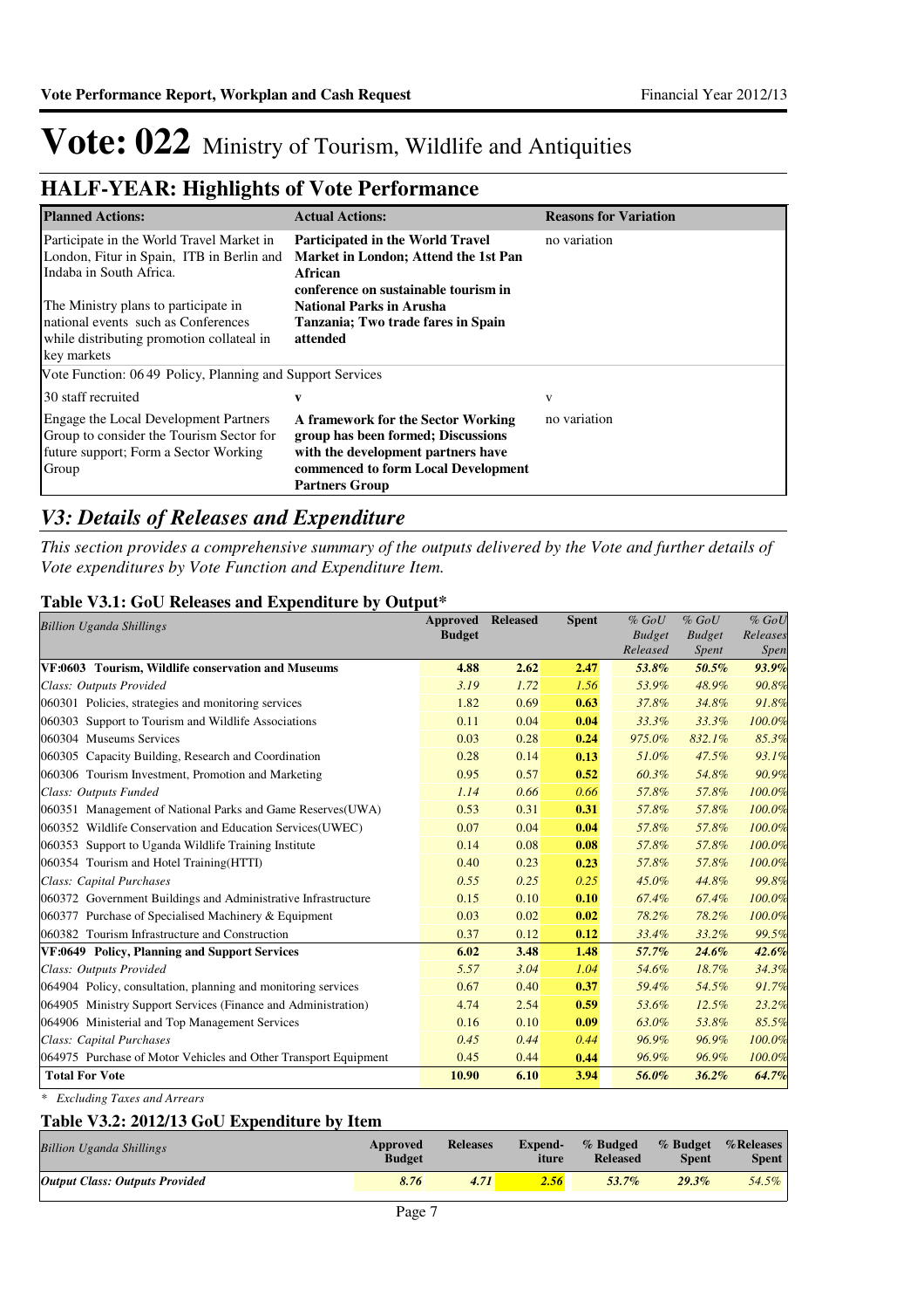# Vote: 022 Ministry of Tourism, Wildlife and Antiquities

## HALF-YEAR: Highlights of Vote Performance

| Planned Actions: | Actual Actions: | Reasons for Variation |
|---|---|---|
| Participate in the World Travel Market in London, Fitur in Spain, ITB in Berlin and Indaba in South Africa.<br><br>The Ministry plans to participate in national events such as Conferences while distributing promotion collateal in key markets | **Participated in the World Travel Market in London; Attend the 1st Pan African conference on sustainable tourism in National Parks in Arusha Tanzania; Two trade fares in Spain attended** | no variation |
| Vote Function: 06 49 Policy, Planning and Support Services | | |
| 30 staff recruited | **v** | v |
| Engage the Local Development Partners Group to consider the Tourism Sector for future support; Form a Sector Working Group | **A framework for the Sector Working group has been formed; Discussions with the development partners have commenced to form Local Development Partners Group** | no variation |

## *V3: Details of Releases and Expenditure*

*This section provides a comprehensive summary of the outputs delivered by the Vote and further details of Vote expenditures by Vote Function and Expenditure Item.*

### Table V3.1: GoU Releases and Expenditure by Output*

| *Billion Uganda Shillings* | Approved Budget | Released | Spent | *% GoU Budget Released* | *% GoU Budget Spent* | *% GoU Releases Spent* |
|---|---|---|---|---|---|---|
| **VF:0603 Tourism, Wildlife conservation and Museums** | **4.88** | **2.62** | **2.47** | ***53.8%*** | ***50.5%*** | ***93.9%*** |
| *Class: Outputs Provided* | *3.19* | *1.72* | *1.56* | *53.9%* | *48.9%* | *90.8%* |
| 060301 Policies, strategies and monitoring services | 1.82 | 0.69 | **0.63** | *37.8%* | *34.8%* | *91.8%* |
| 060303 Support to Tourism and Wildlife Associations | 0.11 | 0.04 | **0.04** | *33.3%* | *33.3%* | *100.0%* |
| 060304 Museums Services | 0.03 | 0.28 | **0.24** | *975.0%* | *832.1%* | *85.3%* |
| 060305 Capacity Building, Research and Coordination | 0.28 | 0.14 | **0.13** | *51.0%* | *47.5%* | *93.1%* |
| 060306 Tourism Investment, Promotion and Marketing | 0.95 | 0.57 | **0.52** | *60.3%* | *54.8%* | *90.9%* |
| *Class: Outputs Funded* | *1.14* | *0.66* | *0.66* | *57.8%* | *57.8%* | *100.0%* |
| 060351 Management of National Parks and Game Reserves(UWA) | 0.53 | 0.31 | **0.31** | *57.8%* | *57.8%* | *100.0%* |
| 060352 Wildlife Conservation and Education Services(UWEC) | 0.07 | 0.04 | **0.04** | *57.8%* | *57.8%* | *100.0%* |
| 060353 Support to Uganda Wildlife Training Institute | 0.14 | 0.08 | **0.08** | *57.8%* | *57.8%* | *100.0%* |
| 060354 Tourism and Hotel Training(HTTI) | 0.40 | 0.23 | **0.23** | *57.8%* | *57.8%* | *100.0%* |
| *Class: Capital Purchases* | *0.55* | *0.25* | *0.25* | *45.0%* | *44.8%* | *99.8%* |
| 060372 Government Buildings and Administrative Infrastructure | 0.15 | 0.10 | **0.10** | *67.4%* | *67.4%* | *100.0%* |
| 060377 Purchase of Specialised Machinery & Equipment | 0.03 | 0.02 | **0.02** | *78.2%* | *78.2%* | *100.0%* |
| 060382 Tourism Infrastructure and Construction | 0.37 | 0.12 | **0.12** | *33.4%* | *33.2%* | *99.5%* |
| **VF:0649 Policy, Planning and Support Services** | **6.02** | **3.48** | **1.48** | ***57.7%*** | ***24.6%*** | ***42.6%*** |
| *Class: Outputs Provided* | *5.57* | *3.04* | *1.04* | *54.6%* | *18.7%* | *34.3%* |
| 064904 Policy, consultation, planning and monitoring services | 0.67 | 0.40 | **0.37** | *59.4%* | *54.5%* | *91.7%* |
| 064905 Ministry Support Services (Finance and Administration) | 4.74 | 2.54 | **0.59** | *53.6%* | *12.5%* | *23.2%* |
| 064906 Ministerial and Top Management Services | 0.16 | 0.10 | **0.09** | *63.0%* | *53.8%* | *85.5%* |
| *Class: Capital Purchases* | *0.45* | *0.44* | *0.44* | *96.9%* | *96.9%* | *100.0%* |
| 064975 Purchase of Motor Vehicles and Other Transport Equipment | 0.45 | 0.44 | **0.44** | *96.9%* | *96.9%* | *100.0%* |
| **Total For Vote** | **10.90** | **6.10** | **3.94** | ***56.0%*** | ***36.2%*** | ***64.7%*** |

*\* Excluding Taxes and Arrears*

### Table V3.2: 2012/13 GoU Expenditure by Item

| *Billion Uganda Shillings* | Approved Budget | Releases | Expend-iture | % Budged Released | % Budget Spent | %Releases Spent |
|---|---|---|---|---|---|---|
| ***Output Class: Outputs Provided*** | ***8.76*** | ***4.71*** | ***2.56*** | ***53.7%*** | ***29.3%*** | *54.5%* |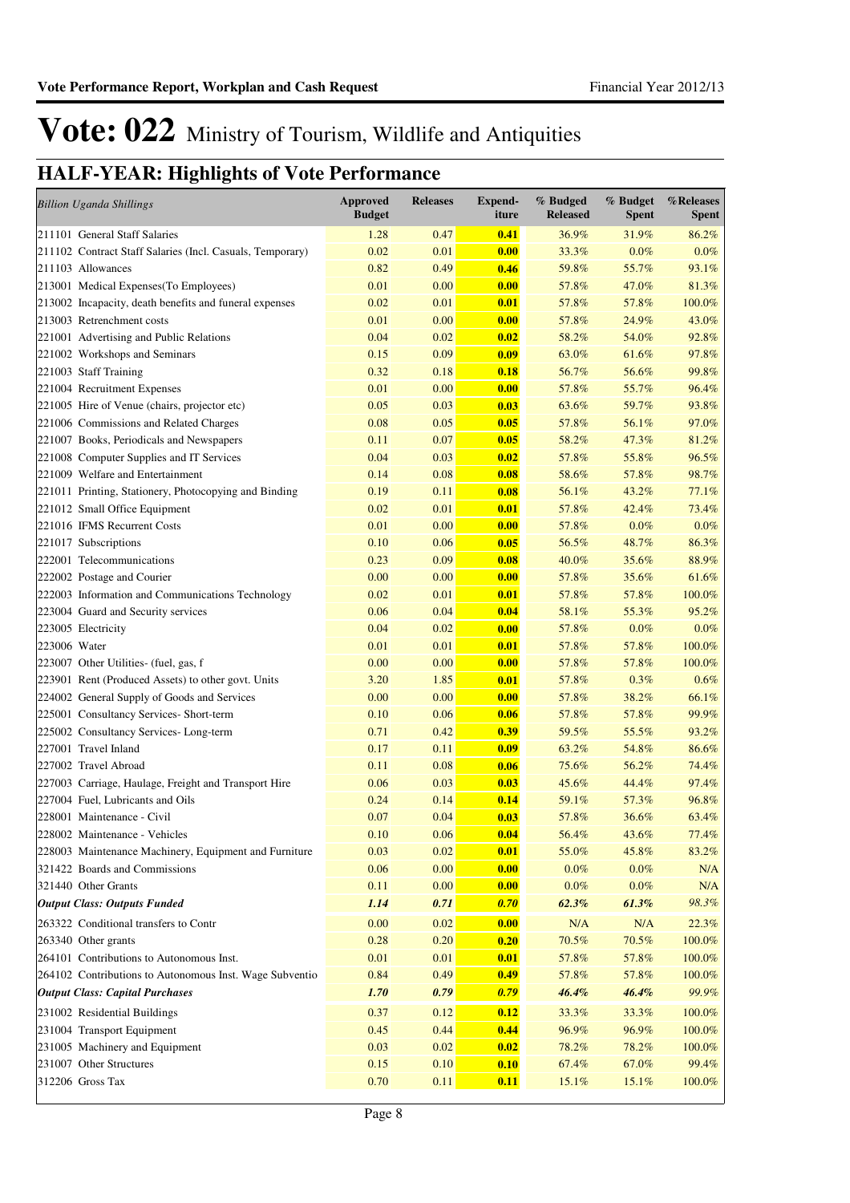# Vote: 022 Ministry of Tourism, Wildlife and Antiquities

## HALF-YEAR: Highlights of Vote Performance

| *Billion Uganda Shillings* | Approved Budget | Releases | Expend-iture | % Budged Released | % Budget Spent | %Releases Spent |
|---|---|---|---|---|---|---|
| 211101 General Staff Salaries | 1.28 | 0.47 | **0.41** | 36.9% | 31.9% | 86.2% |
| 211102 Contract Staff Salaries (Incl. Casuals, Temporary) | 0.02 | 0.01 | **0.00** | 33.3% | 0.0% | 0.0% |
| 211103 Allowances | 0.82 | 0.49 | **0.46** | 59.8% | 55.7% | 93.1% |
| 213001 Medical Expenses(To Employees) | 0.01 | 0.00 | **0.00** | 57.8% | 47.0% | 81.3% |
| 213002 Incapacity, death benefits and funeral expenses | 0.02 | 0.01 | **0.01** | 57.8% | 57.8% | 100.0% |
| 213003 Retrenchment costs | 0.01 | 0.00 | **0.00** | 57.8% | 24.9% | 43.0% |
| 221001 Advertising and Public Relations | 0.04 | 0.02 | **0.02** | 58.2% | 54.0% | 92.8% |
| 221002 Workshops and Seminars | 0.15 | 0.09 | **0.09** | 63.0% | 61.6% | 97.8% |
| 221003 Staff Training | 0.32 | 0.18 | **0.18** | 56.7% | 56.6% | 99.8% |
| 221004 Recruitment Expenses | 0.01 | 0.00 | **0.00** | 57.8% | 55.7% | 96.4% |
| 221005 Hire of Venue (chairs, projector etc) | 0.05 | 0.03 | **0.03** | 63.6% | 59.7% | 93.8% |
| 221006 Commissions and Related Charges | 0.08 | 0.05 | **0.05** | 57.8% | 56.1% | 97.0% |
| 221007 Books, Periodicals and Newspapers | 0.11 | 0.07 | **0.05** | 58.2% | 47.3% | 81.2% |
| 221008 Computer Supplies and IT Services | 0.04 | 0.03 | **0.02** | 57.8% | 55.8% | 96.5% |
| 221009 Welfare and Entertainment | 0.14 | 0.08 | **0.08** | 58.6% | 57.8% | 98.7% |
| 221011 Printing, Stationery, Photocopying and Binding | 0.19 | 0.11 | **0.08** | 56.1% | 43.2% | 77.1% |
| 221012 Small Office Equipment | 0.02 | 0.01 | **0.01** | 57.8% | 42.4% | 73.4% |
| 221016 IFMS Recurrent Costs | 0.01 | 0.00 | **0.00** | 57.8% | 0.0% | 0.0% |
| 221017 Subscriptions | 0.10 | 0.06 | **0.05** | 56.5% | 48.7% | 86.3% |
| 222001 Telecommunications | 0.23 | 0.09 | **0.08** | 40.0% | 35.6% | 88.9% |
| 222002 Postage and Courier | 0.00 | 0.00 | **0.00** | 57.8% | 35.6% | 61.6% |
| 222003 Information and Communications Technology | 0.02 | 0.01 | **0.01** | 57.8% | 57.8% | 100.0% |
| 223004 Guard and Security services | 0.06 | 0.04 | **0.04** | 58.1% | 55.3% | 95.2% |
| 223005 Electricity | 0.04 | 0.02 | **0.00** | 57.8% | 0.0% | 0.0% |
| 223006 Water | 0.01 | 0.01 | **0.01** | 57.8% | 57.8% | 100.0% |
| 223007 Other Utilities- (fuel, gas, f | 0.00 | 0.00 | **0.00** | 57.8% | 57.8% | 100.0% |
| 223901 Rent (Produced Assets) to other govt. Units | 3.20 | 1.85 | **0.01** | 57.8% | 0.3% | 0.6% |
| 224002 General Supply of Goods and Services | 0.00 | 0.00 | **0.00** | 57.8% | 38.2% | 66.1% |
| 225001 Consultancy Services- Short-term | 0.10 | 0.06 | **0.06** | 57.8% | 57.8% | 99.9% |
| 225002 Consultancy Services- Long-term | 0.71 | 0.42 | **0.39** | 59.5% | 55.5% | 93.2% |
| 227001 Travel Inland | 0.17 | 0.11 | **0.09** | 63.2% | 54.8% | 86.6% |
| 227002 Travel Abroad | 0.11 | 0.08 | **0.06** | 75.6% | 56.2% | 74.4% |
| 227003 Carriage, Haulage, Freight and Transport Hire | 0.06 | 0.03 | **0.03** | 45.6% | 44.4% | 97.4% |
| 227004 Fuel, Lubricants and Oils | 0.24 | 0.14 | **0.14** | 59.1% | 57.3% | 96.8% |
| 228001 Maintenance - Civil | 0.07 | 0.04 | **0.03** | 57.8% | 36.6% | 63.4% |
| 228002 Maintenance - Vehicles | 0.10 | 0.06 | **0.04** | 56.4% | 43.6% | 77.4% |
| 228003 Maintenance Machinery, Equipment and Furniture | 0.03 | 0.02 | **0.01** | 55.0% | 45.8% | 83.2% |
| 321422 Boards and Commissions | 0.06 | 0.00 | **0.00** | 0.0% | 0.0% | N/A |
| 321440 Other Grants | 0.11 | 0.00 | **0.00** | 0.0% | 0.0% | N/A |
| ***Output Class: Outputs Funded*** | ***1.14*** | ***0.71*** | ***0.70*** | ***62.3%*** | ***61.3%*** | ***98.3%*** |
| 263322 Conditional transfers to Contr | 0.00 | 0.02 | **0.00** | N/A | N/A | 22.3% |
| 263340 Other grants | 0.28 | 0.20 | **0.20** | 70.5% | 70.5% | 100.0% |
| 264101 Contributions to Autonomous Inst. | 0.01 | 0.01 | **0.01** | 57.8% | 57.8% | 100.0% |
| 264102 Contributions to Autonomous Inst. Wage Subventio | 0.84 | 0.49 | **0.49** | 57.8% | 57.8% | 100.0% |
| ***Output Class: Capital Purchases*** | ***1.70*** | ***0.79*** | ***0.79*** | ***46.4%*** | ***46.4%*** | ***99.9%*** |
| 231002 Residential Buildings | 0.37 | 0.12 | **0.12** | 33.3% | 33.3% | 100.0% |
| 231004 Transport Equipment | 0.45 | 0.44 | **0.44** | 96.9% | 96.9% | 100.0% |
| 231005 Machinery and Equipment | 0.03 | 0.02 | **0.02** | 78.2% | 78.2% | 100.0% |
| 231007 Other Structures | 0.15 | 0.10 | **0.10** | 67.4% | 67.0% | 99.4% |
| 312206 Gross Tax | 0.70 | 0.11 | **0.11** | 15.1% | 15.1% | 100.0% |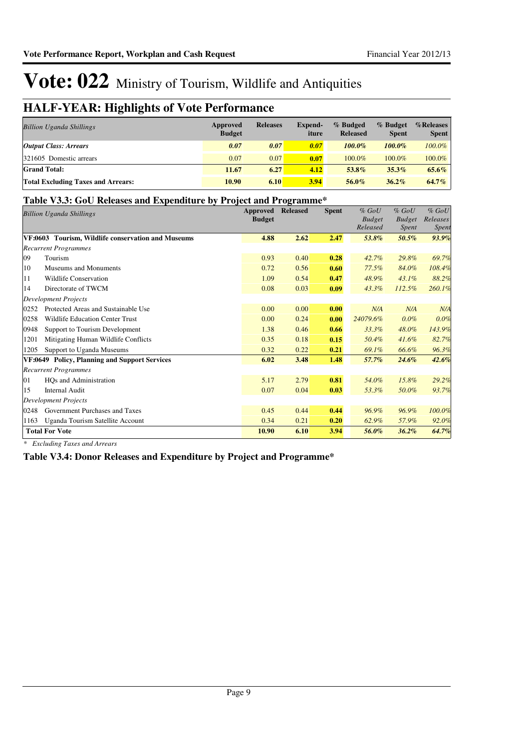# Vote: 022 Ministry of Tourism, Wildlife and Antiquities

## HALF-YEAR: Highlights of Vote Performance

| *Billion Uganda Shillings* | Approved Budget | Releases | Expend-iture | % Budged Released | % Budget Spent | %Releases Spent |
|---|---|---|---|---|---|---|
| ***Output Class: Arrears*** | ***0.07*** | ***0.07*** | ***0.07*** | ***100.0%*** | ***100.0%*** | *100.0%* |
| 321605 Domestic arrears | 0.07 | 0.07 | **0.07** | 100.0% | 100.0% | 100.0% |
| **Grand Total:** | **11.67** | **6.27** | **4.12** | **53.8%** | **35.3%** | **65.6%** |
| **Total Excluding Taxes and Arrears:** | **10.90** | **6.10** | **3.94** | **56.0%** | **36.2%** | **64.7%** |

### Table V3.3: GoU Releases and Expenditure by Project and Programme*

| *Billion Uganda Shillings* | | Approved Budget | Released | Spent | *% GoU Budget Released* | *% GoU Budget Spent* | *% GoU Releases Spent* |
|---|---|---|---|---|---|---|---|
| **VF:0603** | **Tourism, Wildlife conservation and Museums** | **4.88** | **2.62** | **2.47** | ***53.8%*** | ***50.5%*** | ***93.9%*** |
| *Recurrent Programmes* | | | | | | | |
| 09 | Tourism | 0.93 | 0.40 | **0.28** | *42.7%* | *29.8%* | *69.7%* |
| 10 | Museums and Monuments | 0.72 | 0.56 | **0.60** | *77.5%* | *84.0%* | *108.4%* |
| 11 | Wildlife Conservation | 1.09 | 0.54 | **0.47** | *48.9%* | *43.1%* | *88.2%* |
| 14 | Directorate of TWCM | 0.08 | 0.03 | **0.09** | *43.3%* | *112.5%* | *260.1%* |
| *Development Projects* | | | | | | | |
| 0252 | Protected Areas and Sustainable Use | 0.00 | 0.00 | **0.00** | *N/A* | *N/A* | *N/A* |
| 0258 | Wildlife Education Center Trust | 0.00 | 0.24 | **0.00** | *24079.6%* | *0.0%* | *0.0%* |
| 0948 | Support to Tourism Development | 1.38 | 0.46 | **0.66** | *33.3%* | *48.0%* | *143.9%* |
| 1201 | Mitigating Human Wildlife Conflicts | 0.35 | 0.18 | **0.15** | *50.4%* | *41.6%* | *82.7%* |
| 1205 | Support to Uganda Museums | 0.32 | 0.22 | **0.21** | *69.1%* | *66.6%* | *96.3%* |
| **VF:0649** | **Policy, Planning and Support Services** | **6.02** | **3.48** | **1.48** | ***57.7%*** | ***24.6%*** | ***42.6%*** |
| *Recurrent Programmes* | | | | | | | |
| 01 | HQs and Administration | 5.17 | 2.79 | **0.81** | *54.0%* | *15.8%* | *29.2%* |
| 15 | Internal Audit | 0.07 | 0.04 | **0.03** | *53.3%* | *50.0%* | *93.7%* |
| *Development Projects* | | | | | | | |
| 0248 | Government Purchases and Taxes | 0.45 | 0.44 | **0.44** | *96.9%* | *96.9%* | *100.0%* |
| 1163 | Uganda Tourism Satellite Account | 0.34 | 0.21 | **0.20** | *62.9%* | *57.9%* | *92.0%* |
| **Total For Vote** | | **10.90** | **6.10** | **3.94** | ***56.0%*** | ***36.2%*** | ***64.7%*** |

*\* Excluding Taxes and Arrears*

### Table V3.4: Donor Releases and Expenditure by Project and Programme*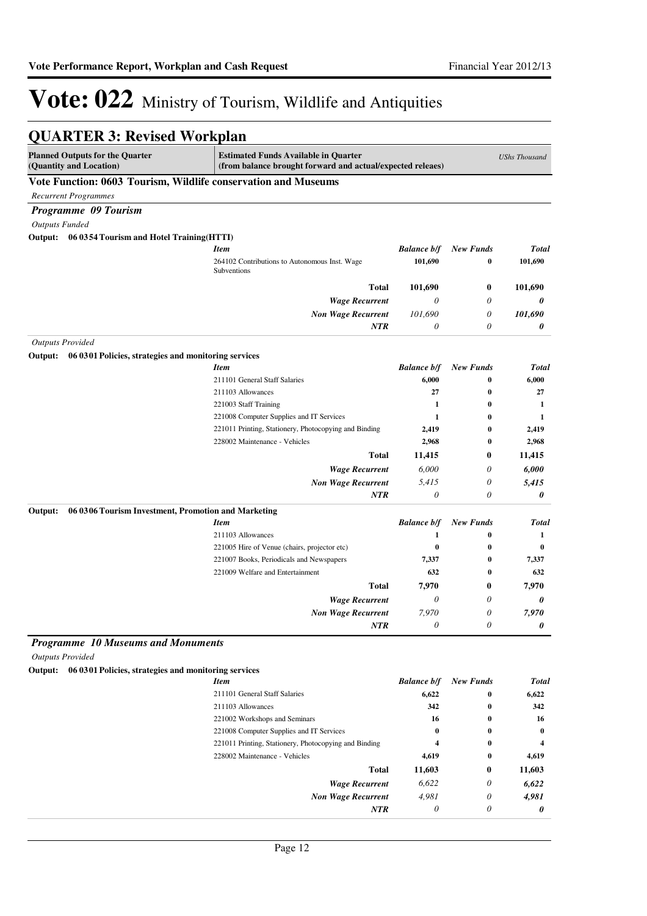# Vote: 022 Ministry of Tourism, Wildlife and Antiquities

## QUARTER 3: Revised Workplan

| Planned Outputs for the Quarter (Quantity and Location) | Estimated Funds Available in Quarter (from balance brought forward and actual/expected releaes) | | | *UShs Thousand* |
|---|---|---|---|---|

### Vote Function: 0603 Tourism, Wildlife conservation and Museums

*Recurrent Programmes*

#### *Programme 09 Tourism*

*Outputs Funded*

**Output: 06 0354 Tourism and Hotel Training(HTTI)**

| *Item* | *Balance b/f* | *New Funds* | *Total* |
|---|---|---|---|
| 264102 Contributions to Autonomous Inst. Wage Subventions | **101,690** | **0** | **101,690** |
| **Total** | **101,690** | **0** | **101,690** |
| ***Wage Recurrent*** | *0* | *0* | ***0*** |
| ***Non Wage Recurrent*** | *101,690* | *0* | ***101,690*** |
| ***NTR*** | *0* | *0* | ***0*** |

*Outputs Provided*

**Output: 06 0301 Policies, strategies and monitoring services**

| *Item* | *Balance b/f* | *New Funds* | *Total* |
|---|---|---|---|
| 211101 General Staff Salaries | **6,000** | **0** | **6,000** |
| 211103 Allowances | **27** | **0** | **27** |
| 221003 Staff Training | **1** | **0** | **1** |
| 221008 Computer Supplies and IT Services | **1** | **0** | **1** |
| 221011 Printing, Stationery, Photocopying and Binding | **2,419** | **0** | **2,419** |
| 228002 Maintenance - Vehicles | **2,968** | **0** | **2,968** |
| **Total** | **11,415** | **0** | **11,415** |
| ***Wage Recurrent*** | *6,000* | *0* | ***6,000*** |
| ***Non Wage Recurrent*** | *5,415* | *0* | ***5,415*** |
| ***NTR*** | *0* | *0* | ***0*** |

**Output: 06 0306 Tourism Investment, Promotion and Marketing**

| *Item* | *Balance b/f* | *New Funds* | *Total* |
|---|---|---|---|
| 211103 Allowances | **1** | **0** | **1** |
| 221005 Hire of Venue (chairs, projector etc) | **0** | **0** | **0** |
| 221007 Books, Periodicals and Newspapers | **7,337** | **0** | **7,337** |
| 221009 Welfare and Entertainment | **632** | **0** | **632** |
| **Total** | **7,970** | **0** | **7,970** |
| ***Wage Recurrent*** | *0* | *0* | ***0*** |
| ***Non Wage Recurrent*** | *7,970* | *0* | ***7,970*** |
| ***NTR*** | *0* | *0* | ***0*** |

#### *Programme 10 Museums and Monuments*

*Outputs Provided*

**Output: 06 0301 Policies, strategies and monitoring services**

| *Item* | *Balance b/f* | *New Funds* | *Total* |
|---|---|---|---|
| 211101 General Staff Salaries | **6,622** | **0** | **6,622** |
| 211103 Allowances | **342** | **0** | **342** |
| 221002 Workshops and Seminars | **16** | **0** | **16** |
| 221008 Computer Supplies and IT Services | **0** | **0** | **0** |
| 221011 Printing, Stationery, Photocopying and Binding | **4** | **0** | **4** |
| 228002 Maintenance - Vehicles | **4,619** | **0** | **4,619** |
| **Total** | **11,603** | **0** | **11,603** |
| ***Wage Recurrent*** | *6,622* | *0* | ***6,622*** |
| ***Non Wage Recurrent*** | *4,981* | *0* | ***4,981*** |
| ***NTR*** | *0* | *0* | ***0*** |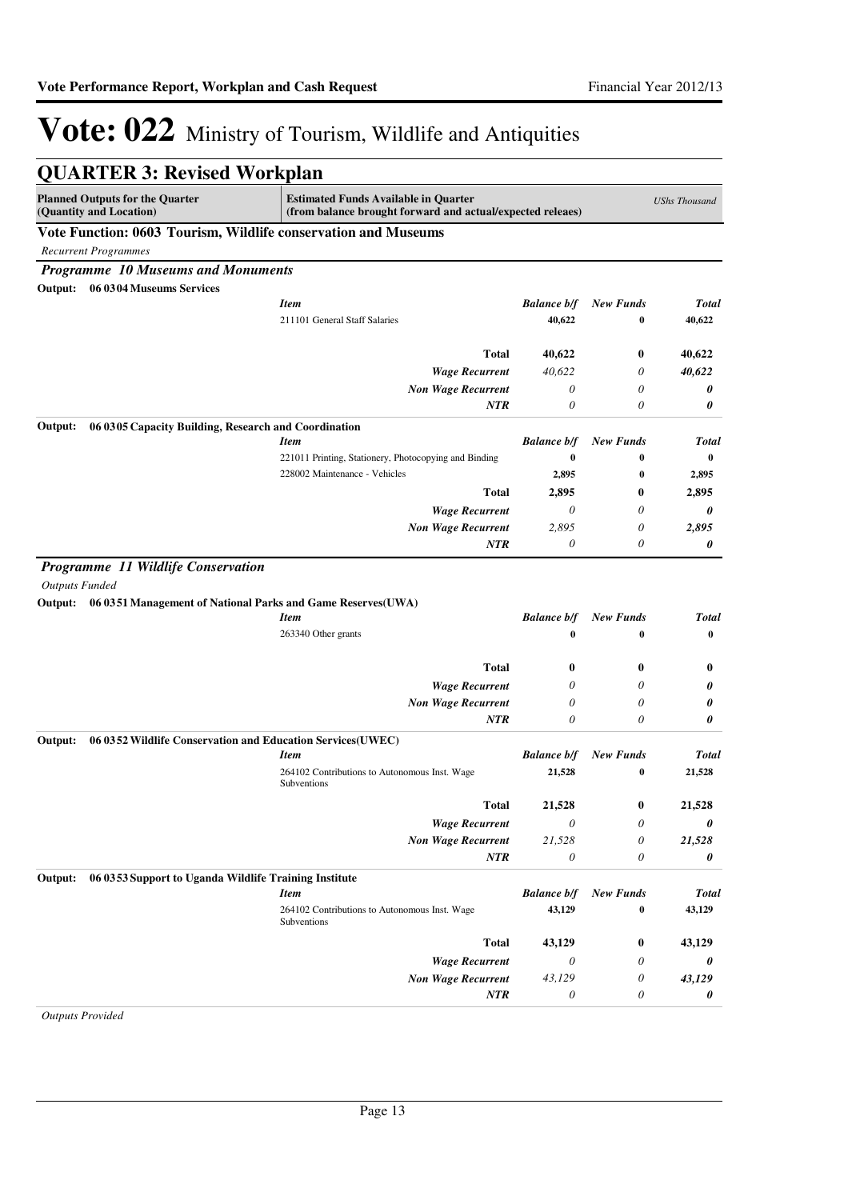# Vote: 022 Ministry of Tourism, Wildlife and Antiquities

## QUARTER 3: Revised Workplan

| Planned Outputs for the Quarter (Quantity and Location) | Estimated Funds Available in Quarter (from balance brought forward and actual/expected releaes) | | | UShs Thousand |
|---|---|---|---|---|

### Vote Function: 0603 Tourism, Wildlife conservation and Museums

*Recurrent Programmes*

### *Programme 10 Museums and Monuments*

**Output: 06 0304 Museums Services**

| *Item* | *Balance b/f* | *New Funds* | *Total* |
|---|---|---|---|
| 211101 General Staff Salaries | 40,622 | 0 | 40,622 |
| **Total** | **40,622** | **0** | **40,622** |
| *Wage Recurrent* | *40,622* | *0* | ***40,622*** |
| *Non Wage Recurrent* | *0* | *0* | ***0*** |
| *NTR* | *0* | *0* | ***0*** |

**Output: 06 0305 Capacity Building, Research and Coordination**

| *Item* | *Balance b/f* | *New Funds* | *Total* |
|---|---|---|---|
| 221011 Printing, Stationery, Photocopying and Binding | 0 | 0 | 0 |
| 228002 Maintenance - Vehicles | 2,895 | 0 | 2,895 |
| **Total** | **2,895** | **0** | **2,895** |
| *Wage Recurrent* | *0* | *0* | ***0*** |
| *Non Wage Recurrent* | *2,895* | *0* | ***2,895*** |
| *NTR* | *0* | *0* | ***0*** |

### *Programme 11 Wildlife Conservation*

*Outputs Funded*

**Output: 06 0351 Management of National Parks and Game Reserves(UWA)**

| *Item* | *Balance b/f* | *New Funds* | *Total* |
|---|---|---|---|
| 263340 Other grants | 0 | 0 | 0 |
| **Total** | **0** | **0** | **0** |
| *Wage Recurrent* | *0* | *0* | ***0*** |
| *Non Wage Recurrent* | *0* | *0* | ***0*** |
| *NTR* | *0* | *0* | ***0*** |

**Output: 06 0352 Wildlife Conservation and Education Services(UWEC)**

| *Item* | *Balance b/f* | *New Funds* | *Total* |
|---|---|---|---|
| 264102 Contributions to Autonomous Inst. Wage Subventions | 21,528 | 0 | 21,528 |
| **Total** | **21,528** | **0** | **21,528** |
| *Wage Recurrent* | *0* | *0* | ***0*** |
| *Non Wage Recurrent* | *21,528* | *0* | ***21,528*** |
| *NTR* | *0* | *0* | ***0*** |

**Output: 06 0353 Support to Uganda Wildlife Training Institute**

| *Item* | *Balance b/f* | *New Funds* | *Total* |
|---|---|---|---|
| 264102 Contributions to Autonomous Inst. Wage Subventions | 43,129 | 0 | 43,129 |
| **Total** | **43,129** | **0** | **43,129** |
| *Wage Recurrent* | *0* | *0* | ***0*** |
| *Non Wage Recurrent* | *43,129* | *0* | ***43,129*** |
| *NTR* | *0* | *0* | ***0*** |

*Outputs Provided*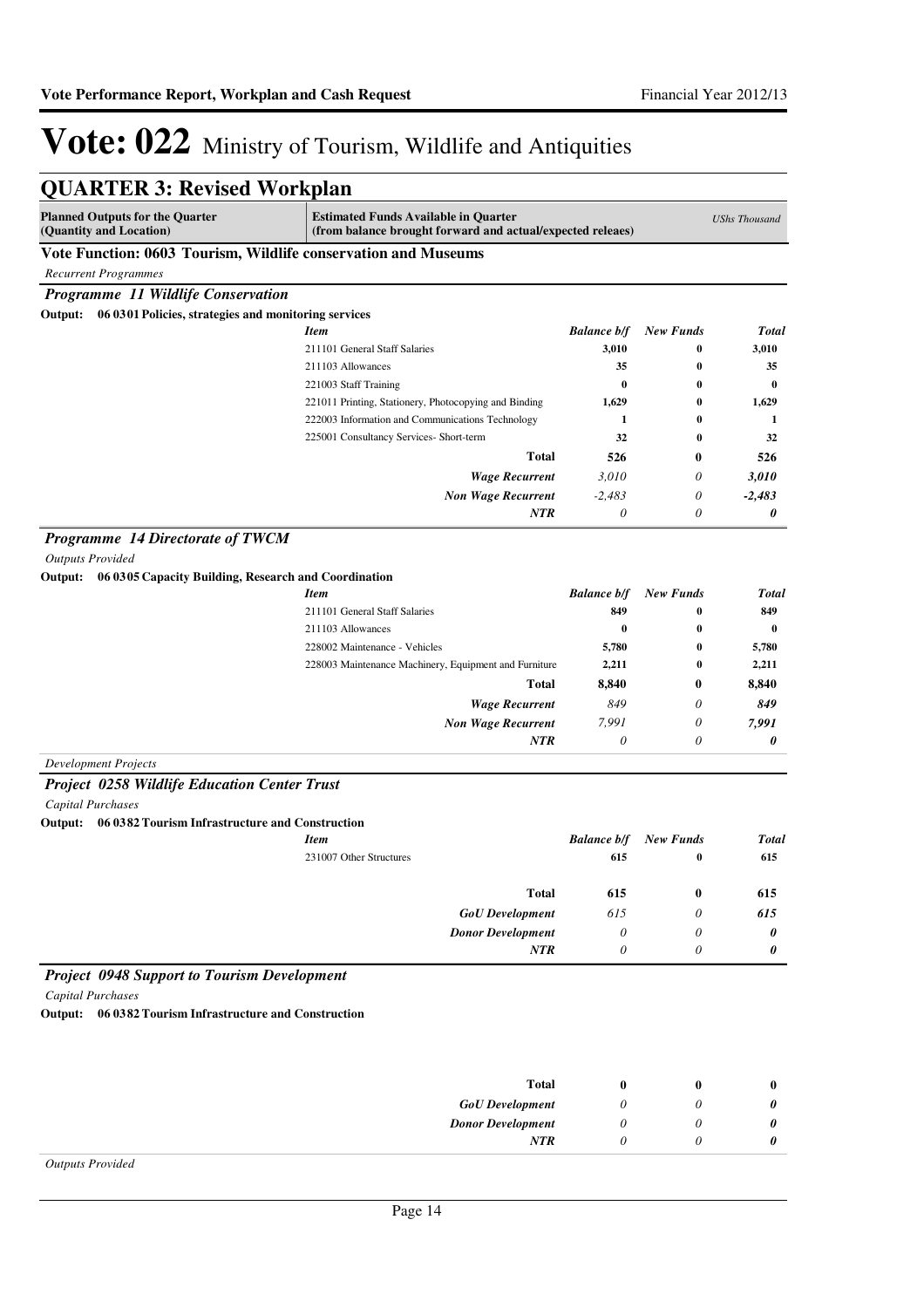# Vote: 022 Ministry of Tourism, Wildlife and Antiquities

## QUARTER 3: Revised Workplan

| Planned Outputs for the Quarter (Quantity and Location) | Estimated Funds Available in Quarter (from balance brought forward and actual/expected releaes) | | | UShs Thousand |
|---|---|---|---|---|

### Vote Function: 0603 Tourism, Wildlife conservation and Museums

*Recurrent Programmes*

#### *Programme 11 Wildlife Conservation*

**Output: 06 0301 Policies, strategies and monitoring services**

| Item | Balance b/f | New Funds | Total |
|---|---|---|---|
| 211101 General Staff Salaries | 3,010 | 0 | 3,010 |
| 211103 Allowances | 35 | 0 | 35 |
| 221003 Staff Training | 0 | 0 | 0 |
| 221011 Printing, Stationery, Photocopying and Binding | 1,629 | 0 | 1,629 |
| 222003 Information and Communications Technology | 1 | 0 | 1 |
| 225001 Consultancy Services- Short-term | 32 | 0 | 32 |
| **Total** | **526** | **0** | **526** |
| *Wage Recurrent* | *3,010* | *0* | ***3,010*** |
| *Non Wage Recurrent* | *-2,483* | *0* | ***-2,483*** |
| *NTR* | *0* | *0* | ***0*** |

#### *Programme 14 Directorate of TWCM*

*Outputs Provided*

**Output: 06 0305 Capacity Building, Research and Coordination**

| Item | Balance b/f | New Funds | Total |
|---|---|---|---|
| 211101 General Staff Salaries | 849 | 0 | 849 |
| 211103 Allowances | 0 | 0 | 0 |
| 228002 Maintenance - Vehicles | 5,780 | 0 | 5,780 |
| 228003 Maintenance Machinery, Equipment and Furniture | 2,211 | 0 | 2,211 |
| **Total** | **8,840** | **0** | **8,840** |
| *Wage Recurrent* | *849* | *0* | ***849*** |
| *Non Wage Recurrent* | *7,991* | *0* | ***7,991*** |
| *NTR* | *0* | *0* | ***0*** |

*Development Projects*

#### *Project 0258 Wildlife Education Center Trust*

*Capital Purchases*

**Output: 06 0382 Tourism Infrastructure and Construction**

| Item | Balance b/f | New Funds | Total |
|---|---|---|---|
| 231007 Other Structures | 615 | 0 | 615 |
| **Total** | **615** | **0** | **615** |
| *GoU Development* | *615* | *0* | ***615*** |
| *Donor Development* | *0* | *0* | ***0*** |
| *NTR* | *0* | *0* | ***0*** |

#### *Project 0948 Support to Tourism Development*

*Capital Purchases*

**Output: 06 0382 Tourism Infrastructure and Construction**

| | Balance b/f | New Funds | Total |
|---|---|---|---|
| **Total** | **0** | **0** | **0** |
| *GoU Development* | *0* | *0* | ***0*** |
| *Donor Development* | *0* | *0* | ***0*** |
| *NTR* | *0* | *0* | ***0*** |

*Outputs Provided*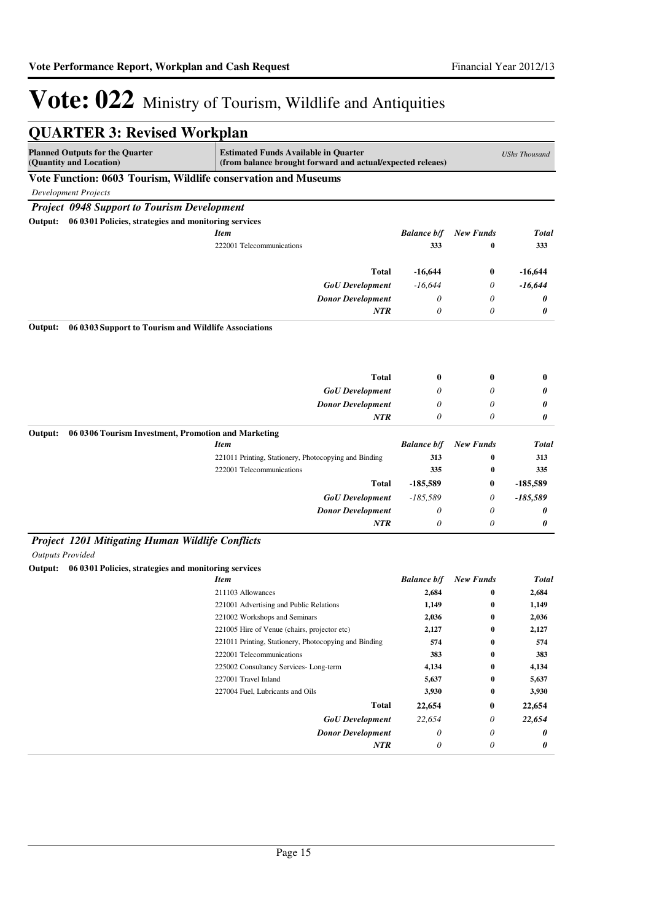# Vote: 022 Ministry of Tourism, Wildlife and Antiquities

## QUARTER 3: Revised Workplan

| Planned Outputs for the Quarter (Quantity and Location) | Estimated Funds Available in Quarter (from balance brought forward and actual/expected releaes) | | | UShs Thousand |
|---|---|---|---|---|

### Vote Function: 0603 Tourism, Wildlife conservation and Museums

*Development Projects*

#### *Project 0948 Support to Tourism Development*

**Output: 06 0301 Policies, strategies and monitoring services**

| Item | Balance b/f | New Funds | Total |
|---|---|---|---|
| 222001 Telecommunications | 333 | 0 | 333 |
| **Total** | **-16,644** | **0** | **-16,644** |
| *GoU Development* | *-16,644* | *0* | ***-16,644*** |
| *Donor Development* | *0* | *0* | ***0*** |
| *NTR* | *0* | *0* | ***0*** |

**Output: 06 0303 Support to Tourism and Wildlife Associations**

| | Balance b/f | New Funds | Total |
|---|---|---|---|
| **Total** | **0** | **0** | **0** |
| *GoU Development* | *0* | *0* | ***0*** |
| *Donor Development* | *0* | *0* | ***0*** |
| *NTR* | *0* | *0* | ***0*** |

**Output: 06 0306 Tourism Investment, Promotion and Marketing**

| Item | Balance b/f | New Funds | Total |
|---|---|---|---|
| 221011 Printing, Stationery, Photocopying and Binding | 313 | 0 | 313 |
| 222001 Telecommunications | 335 | 0 | 335 |
| **Total** | **-185,589** | **0** | **-185,589** |
| *GoU Development* | *-185,589* | *0* | ***-185,589*** |
| *Donor Development* | *0* | *0* | ***0*** |
| *NTR* | *0* | *0* | ***0*** |

#### *Project 1201 Mitigating Human Wildlife Conflicts*

*Outputs Provided*

**Output: 06 0301 Policies, strategies and monitoring services**

| Item | Balance b/f | New Funds | Total |
|---|---|---|---|
| 211103 Allowances | 2,684 | 0 | 2,684 |
| 221001 Advertising and Public Relations | 1,149 | 0 | 1,149 |
| 221002 Workshops and Seminars | 2,036 | 0 | 2,036 |
| 221005 Hire of Venue (chairs, projector etc) | 2,127 | 0 | 2,127 |
| 221011 Printing, Stationery, Photocopying and Binding | 574 | 0 | 574 |
| 222001 Telecommunications | 383 | 0 | 383 |
| 225002 Consultancy Services- Long-term | 4,134 | 0 | 4,134 |
| 227001 Travel Inland | 5,637 | 0 | 5,637 |
| 227004 Fuel, Lubricants and Oils | 3,930 | 0 | 3,930 |
| **Total** | **22,654** | **0** | **22,654** |
| *GoU Development* | *22,654* | *0* | ***22,654*** |
| *Donor Development* | *0* | *0* | ***0*** |
| *NTR* | *0* | *0* | ***0*** |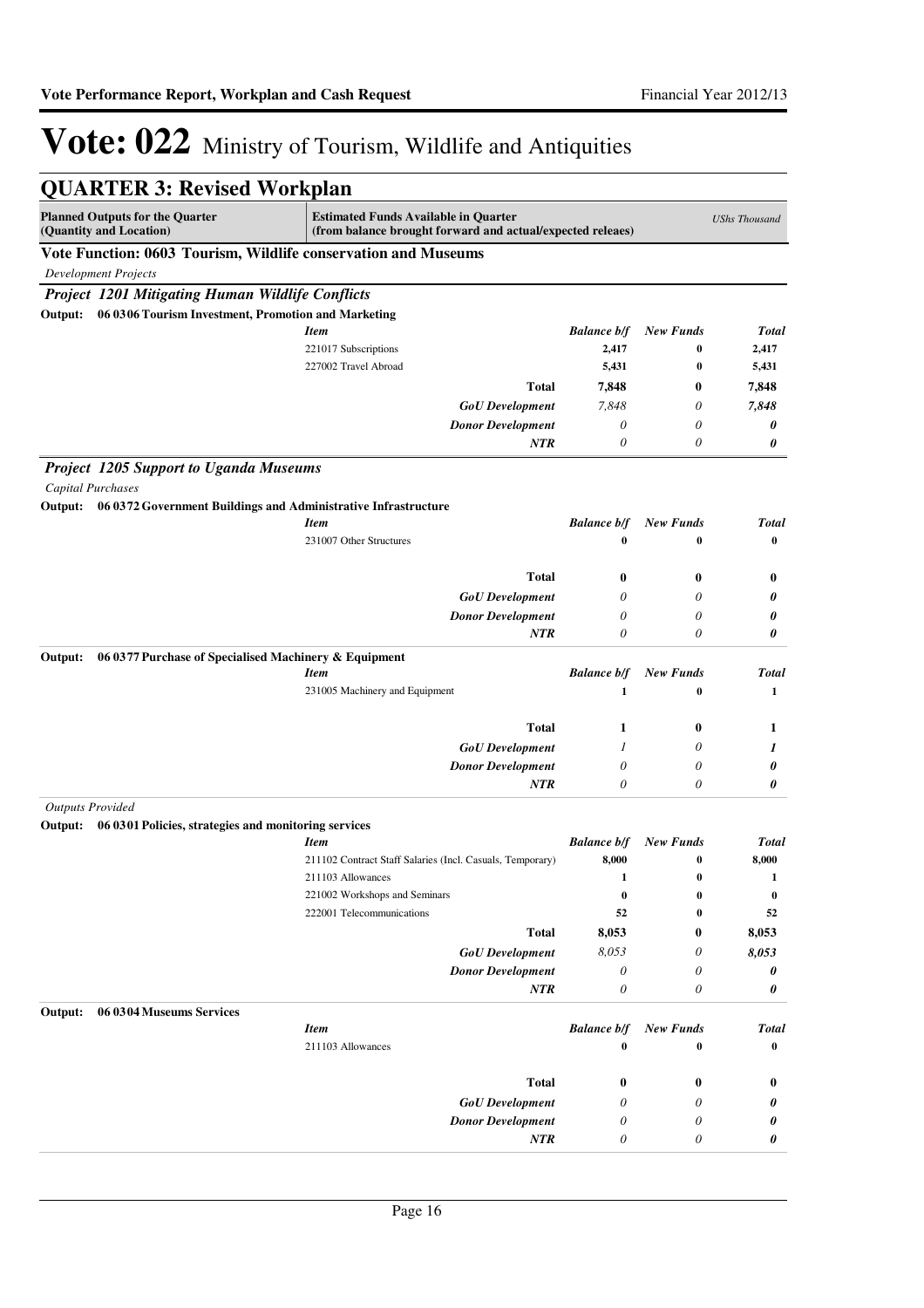# Vote: 022 Ministry of Tourism, Wildlife and Antiquities

## QUARTER 3: Revised Workplan

| Planned Outputs for the Quarter (Quantity and Location) | Estimated Funds Available in Quarter (from balance brought forward and actual/expected releaes) | | | UShs Thousand |
|---|---|---|---|---|

### Vote Function: 0603 Tourism, Wildlife conservation and Museums

*Development Projects*

### *Project 1201 Mitigating Human Wildlife Conflicts*

**Output: 06 0306 Tourism Investment, Promotion and Marketing**

| Item | Balance b/f | New Funds | Total |
|---|---|---|---|
| 221017 Subscriptions | 2,417 | 0 | 2,417 |
| 227002 Travel Abroad | 5,431 | 0 | 5,431 |
| **Total** | **7,848** | **0** | **7,848** |
| *GoU Development* | *7,848* | *0* | ***7,848*** |
| *Donor Development* | *0* | *0* | ***0*** |
| *NTR* | *0* | *0* | ***0*** |

### *Project 1205 Support to Uganda Museums*

*Capital Purchases*

**Output: 06 0372 Government Buildings and Administrative Infrastructure**

| Item | Balance b/f | New Funds | Total |
|---|---|---|---|
| 231007 Other Structures | 0 | 0 | 0 |
| **Total** | **0** | **0** | **0** |
| *GoU Development* | *0* | *0* | ***0*** |
| *Donor Development* | *0* | *0* | ***0*** |
| *NTR* | *0* | *0* | ***0*** |

**Output: 06 0377 Purchase of Specialised Machinery & Equipment**

| Item | Balance b/f | New Funds | Total |
|---|---|---|---|
| 231005 Machinery and Equipment | 1 | 0 | 1 |
| **Total** | **1** | **0** | **1** |
| *GoU Development* | *1* | *0* | ***1*** |
| *Donor Development* | *0* | *0* | ***0*** |
| *NTR* | *0* | *0* | ***0*** |

*Outputs Provided*

**Output: 06 0301 Policies, strategies and monitoring services**

| Item | Balance b/f | New Funds | Total |
|---|---|---|---|
| 211102 Contract Staff Salaries (Incl. Casuals, Temporary) | 8,000 | 0 | 8,000 |
| 211103 Allowances | 1 | 0 | 1 |
| 221002 Workshops and Seminars | 0 | 0 | 0 |
| 222001 Telecommunications | 52 | 0 | 52 |
| **Total** | **8,053** | **0** | **8,053** |
| *GoU Development* | *8,053* | *0* | ***8,053*** |
| *Donor Development* | *0* | *0* | ***0*** |
| *NTR* | *0* | *0* | ***0*** |

**Output: 06 0304 Museums Services**

| Item | Balance b/f | New Funds | Total |
|---|---|---|---|
| 211103 Allowances | 0 | 0 | 0 |
| **Total** | **0** | **0** | **0** |
| *GoU Development* | *0* | *0* | ***0*** |
| *Donor Development* | *0* | *0* | ***0*** |
| *NTR* | *0* | *0* | ***0*** |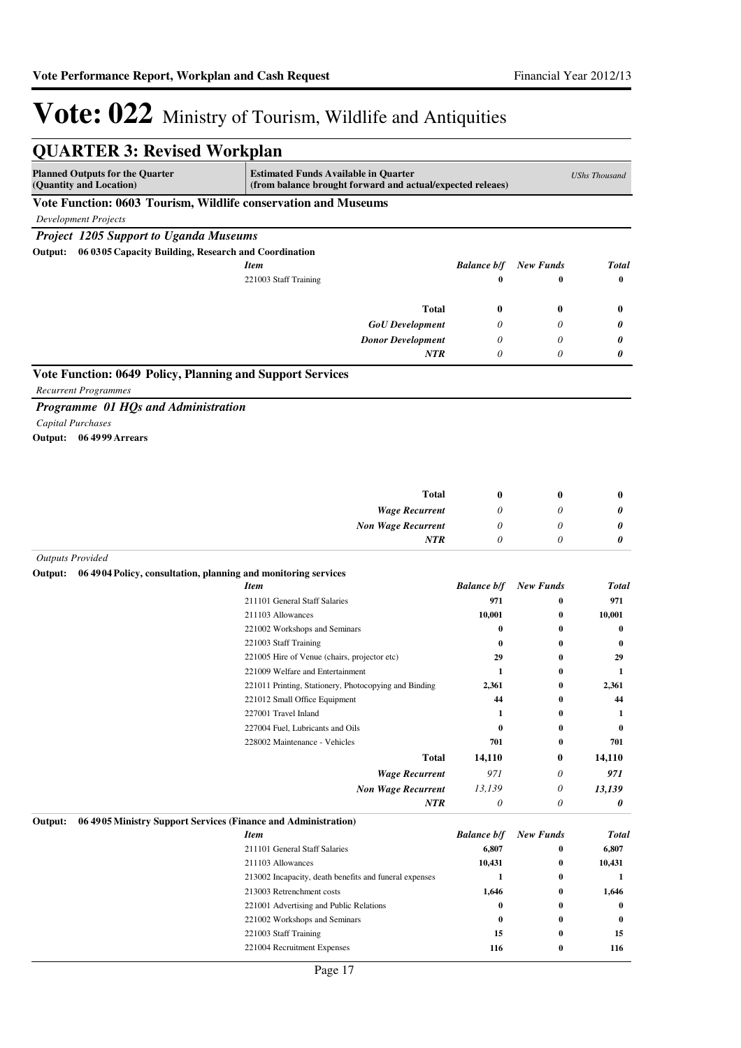# Vote: 022 Ministry of Tourism, Wildlife and Antiquities

## QUARTER 3: Revised Workplan

| Planned Outputs for the Quarter (Quantity and Location) | Estimated Funds Available in Quarter (from balance brought forward and actual/expected releaes) | | | UShs Thousand |
|---|---|---|---|---|

### Vote Function: 0603 Tourism, Wildlife conservation and Museums

*Development Projects*

#### *Project 1205 Support to Uganda Museums*

**Output: 06 0305 Capacity Building, Research and Coordination**

| *Item* | *Balance b/f* | *New Funds* | *Total* |
|---|---|---|---|
| 221003 Staff Training | **0** | **0** | **0** |
| **Total** | **0** | **0** | **0** |
| ***GoU Development*** | *0* | *0* | ***0*** |
| ***Donor Development*** | *0* | *0* | ***0*** |
| ***NTR*** | *0* | *0* | ***0*** |

### Vote Function: 0649 Policy, Planning and Support Services

*Recurrent Programmes*

#### *Programme 01 HQs and Administration*

*Capital Purchases*

**Output: 06 4999 Arrears**

| | *Balance b/f* | *New Funds* | *Total* |
|---|---|---|---|
| **Total** | **0** | **0** | **0** |
| ***Wage Recurrent*** | *0* | *0* | ***0*** |
| ***Non Wage Recurrent*** | *0* | *0* | ***0*** |
| ***NTR*** | *0* | *0* | ***0*** |

*Outputs Provided*

**Output: 06 4904 Policy, consultation, planning and monitoring services**

| *Item* | *Balance b/f* | *New Funds* | *Total* |
|---|---|---|---|
| 211101 General Staff Salaries | **971** | **0** | **971** |
| 211103 Allowances | **10,001** | **0** | **10,001** |
| 221002 Workshops and Seminars | **0** | **0** | **0** |
| 221003 Staff Training | **0** | **0** | **0** |
| 221005 Hire of Venue (chairs, projector etc) | **29** | **0** | **29** |
| 221009 Welfare and Entertainment | **1** | **0** | **1** |
| 221011 Printing, Stationery, Photocopying and Binding | **2,361** | **0** | **2,361** |
| 221012 Small Office Equipment | **44** | **0** | **44** |
| 227001 Travel Inland | **1** | **0** | **1** |
| 227004 Fuel, Lubricants and Oils | **0** | **0** | **0** |
| 228002 Maintenance - Vehicles | **701** | **0** | **701** |
| **Total** | **14,110** | **0** | **14,110** |
| ***Wage Recurrent*** | *971* | *0* | ***971*** |
| ***Non Wage Recurrent*** | *13,139* | *0* | ***13,139*** |
| ***NTR*** | *0* | *0* | ***0*** |

**Output: 06 4905 Ministry Support Services (Finance and Administration)**

| *Item* | *Balance b/f* | *New Funds* | *Total* |
|---|---|---|---|
| 211101 General Staff Salaries | **6,807** | **0** | **6,807** |
| 211103 Allowances | **10,431** | **0** | **10,431** |
| 213002 Incapacity, death benefits and funeral expenses | **1** | **0** | **1** |
| 213003 Retrenchment costs | **1,646** | **0** | **1,646** |
| 221001 Advertising and Public Relations | **0** | **0** | **0** |
| 221002 Workshops and Seminars | **0** | **0** | **0** |
| 221003 Staff Training | **15** | **0** | **15** |
| 221004 Recruitment Expenses | **116** | **0** | **116** |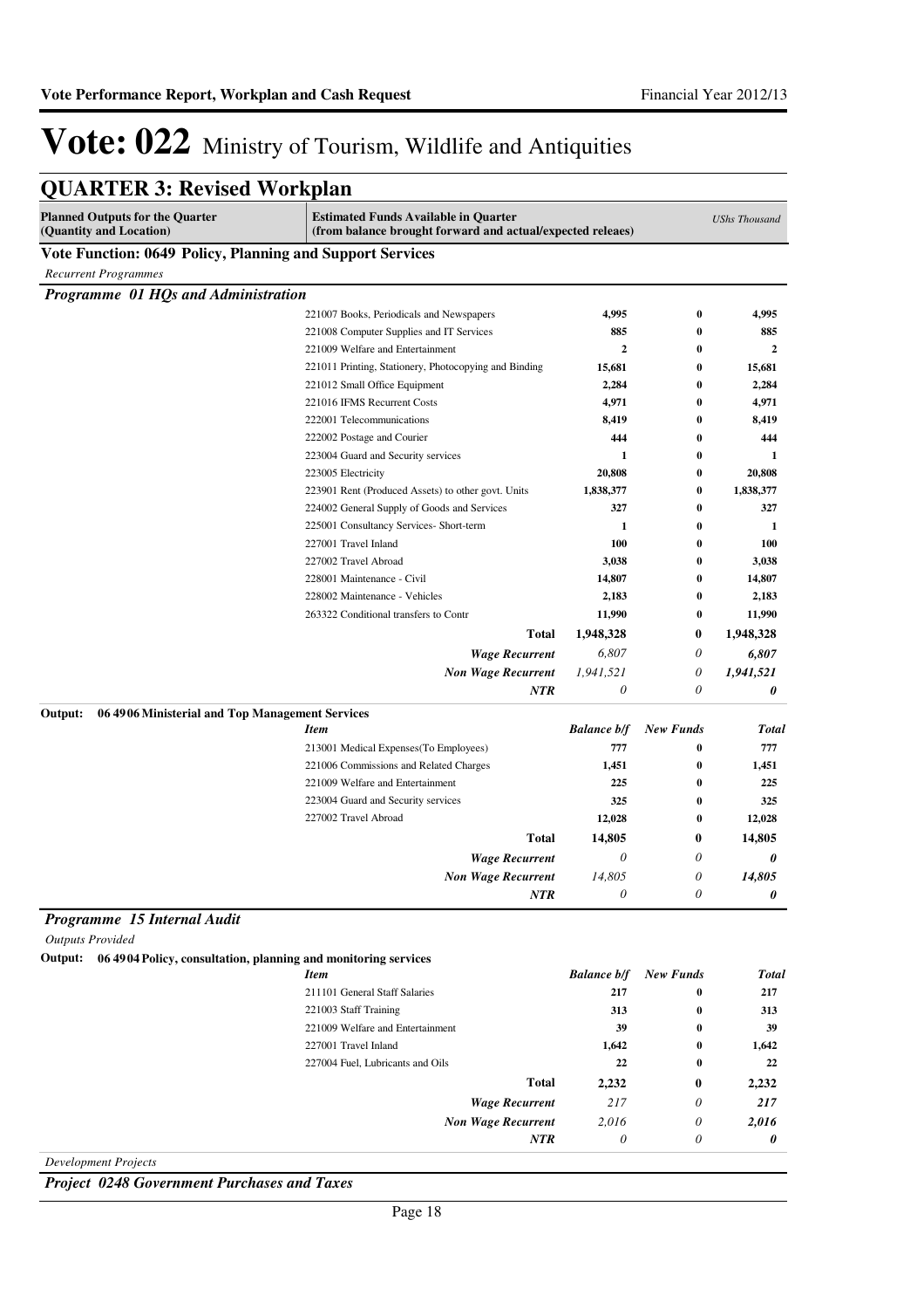# Vote: 022 Ministry of Tourism, Wildlife and Antiquities

## QUARTER 3: Revised Workplan

| Planned Outputs for the Quarter (Quantity and Location) | Estimated Funds Available in Quarter (from balance brought forward and actual/expected releaes) | | | UShs Thousand |
|---|---|---|---|---|

### Vote Function: 0649 Policy, Planning and Support Services

*Recurrent Programmes*

#### *Programme 01 HQs and Administration*

| | Item | Balance b/f | New Funds | Total |
|---|---|---|---|---|
| | 221007 Books, Periodicals and Newspapers | 4,995 | 0 | 4,995 |
| | 221008 Computer Supplies and IT Services | 885 | 0 | 885 |
| | 221009 Welfare and Entertainment | 2 | 0 | 2 |
| | 221011 Printing, Stationery, Photocopying and Binding | 15,681 | 0 | 15,681 |
| | 221012 Small Office Equipment | 2,284 | 0 | 2,284 |
| | 221016 IFMS Recurrent Costs | 4,971 | 0 | 4,971 |
| | 222001 Telecommunications | 8,419 | 0 | 8,419 |
| | 222002 Postage and Courier | 444 | 0 | 444 |
| | 223004 Guard and Security services | 1 | 0 | 1 |
| | 223005 Electricity | 20,808 | 0 | 20,808 |
| | 223901 Rent (Produced Assets) to other govt. Units | 1,838,377 | 0 | 1,838,377 |
| | 224002 General Supply of Goods and Services | 327 | 0 | 327 |
| | 225001 Consultancy Services- Short-term | 1 | 0 | 1 |
| | 227001 Travel Inland | 100 | 0 | 100 |
| | 227002 Travel Abroad | 3,038 | 0 | 3,038 |
| | 228001 Maintenance - Civil | 14,807 | 0 | 14,807 |
| | 228002 Maintenance - Vehicles | 2,183 | 0 | 2,183 |
| | 263322 Conditional transfers to Contr | 11,990 | 0 | 11,990 |
| | **Total** | **1,948,328** | **0** | **1,948,328** |
| | ***Wage Recurrent*** | *6,807* | *0* | ***6,807*** |
| | ***Non Wage Recurrent*** | *1,941,521* | *0* | ***1,941,521*** |
| | ***NTR*** | *0* | *0* | ***0*** |

**Output: 06 4906 Ministerial and Top Management Services**

| | Item | Balance b/f | New Funds | Total |
|---|---|---|---|---|
| | 213001 Medical Expenses(To Employees) | 777 | 0 | 777 |
| | 221006 Commissions and Related Charges | 1,451 | 0 | 1,451 |
| | 221009 Welfare and Entertainment | 225 | 0 | 225 |
| | 223004 Guard and Security services | 325 | 0 | 325 |
| | 227002 Travel Abroad | 12,028 | 0 | 12,028 |
| | **Total** | **14,805** | **0** | **14,805** |
| | ***Wage Recurrent*** | *0* | *0* | ***0*** |
| | ***Non Wage Recurrent*** | *14,805* | *0* | ***14,805*** |
| | ***NTR*** | *0* | *0* | ***0*** |

#### *Programme 15 Internal Audit*

*Outputs Provided*

**Output: 06 4904 Policy, consultation, planning and monitoring services**

| | Item | Balance b/f | New Funds | Total |
|---|---|---|---|---|
| | 211101 General Staff Salaries | 217 | 0 | 217 |
| | 221003 Staff Training | 313 | 0 | 313 |
| | 221009 Welfare and Entertainment | 39 | 0 | 39 |
| | 227001 Travel Inland | 1,642 | 0 | 1,642 |
| | 227004 Fuel, Lubricants and Oils | 22 | 0 | 22 |
| | **Total** | **2,232** | **0** | **2,232** |
| | ***Wage Recurrent*** | *217* | *0* | ***217*** |
| | ***Non Wage Recurrent*** | *2,016* | *0* | ***2,016*** |
| | ***NTR*** | *0* | *0* | ***0*** |

*Development Projects*

#### *Project 0248 Government Purchases and Taxes*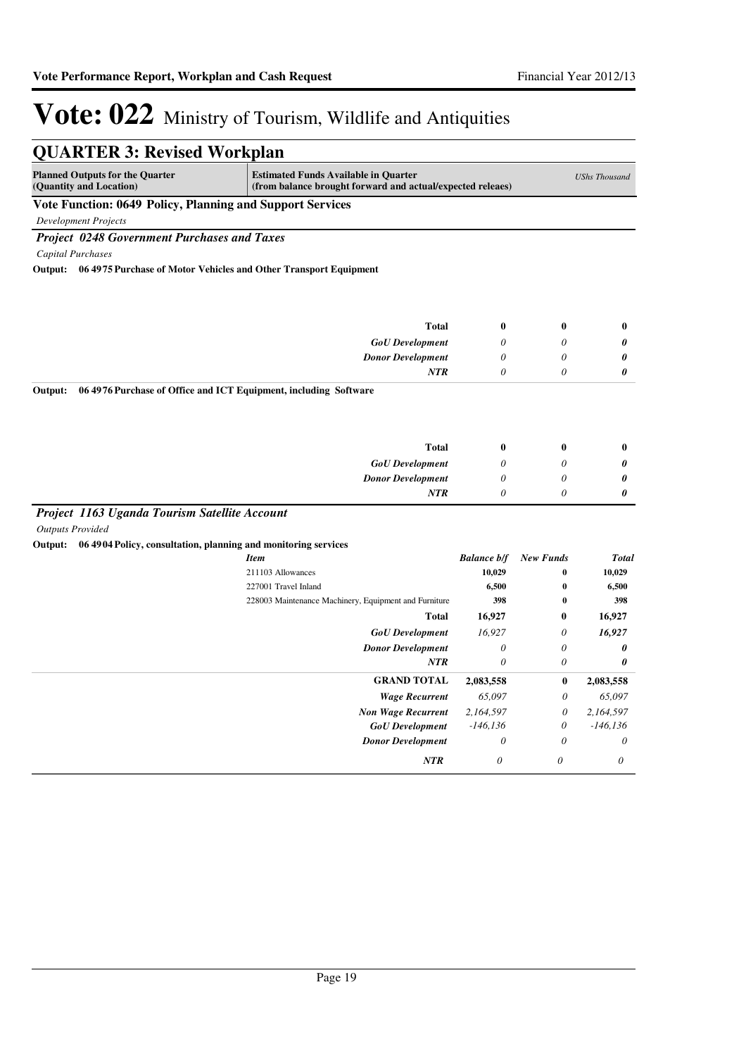# Vote: 022 Ministry of Tourism, Wildlife and Antiquities

## QUARTER 3: Revised Workplan

| Planned Outputs for the Quarter (Quantity and Location) | Estimated Funds Available in Quarter (from balance brought forward and actual/expected releaes) | | | UShs Thousand |
|---|---|---|---|---|

**Vote Function: 0649 Policy, Planning and Support Services**

*Development Projects*

***Project 0248 Government Purchases and Taxes***

*Capital Purchases*

**Output: 06 4975 Purchase of Motor Vehicles and Other Transport Equipment**

| | | | |
|---|---|---|---|
| **Total** | **0** | **0** | **0** |
| ***GoU Development*** | *0* | *0* | ***0*** |
| ***Donor Development*** | *0* | *0* | ***0*** |
| ***NTR*** | *0* | *0* | ***0*** |

**Output: 06 4976 Purchase of Office and ICT Equipment, including Software**

| | | | |
|---|---|---|---|
| **Total** | **0** | **0** | **0** |
| ***GoU Development*** | *0* | *0* | ***0*** |
| ***Donor Development*** | *0* | *0* | ***0*** |
| ***NTR*** | *0* | *0* | ***0*** |

***Project 1163 Uganda Tourism Satellite Account***

*Outputs Provided*

**Output: 06 4904 Policy, consultation, planning and monitoring services**

| *Item* | *Balance b/f* | *New Funds* | *Total* |
|---|---|---|---|
| 211103 Allowances | 10,029 | 0 | 10,029 |
| 227001 Travel Inland | 6,500 | 0 | 6,500 |
| 228003 Maintenance Machinery, Equipment and Furniture | 398 | 0 | 398 |
| **Total** | **16,927** | **0** | **16,927** |
| ***GoU Development*** | *16,927* | *0* | ***16,927*** |
| ***Donor Development*** | *0* | *0* | ***0*** |
| ***NTR*** | *0* | *0* | ***0*** |

| | | | |
|---|---|---|---|
| **GRAND TOTAL** | **2,083,558** | **0** | **2,083,558** |
| ***Wage Recurrent*** | *65,097* | *0* | *65,097* |
| ***Non Wage Recurrent*** | *2,164,597* | *0* | *2,164,597* |
| ***GoU Development*** | *-146,136* | *0* | *-146,136* |
| ***Donor Development*** | *0* | *0* | *0* |
| ***NTR*** | *0* | *0* | *0* |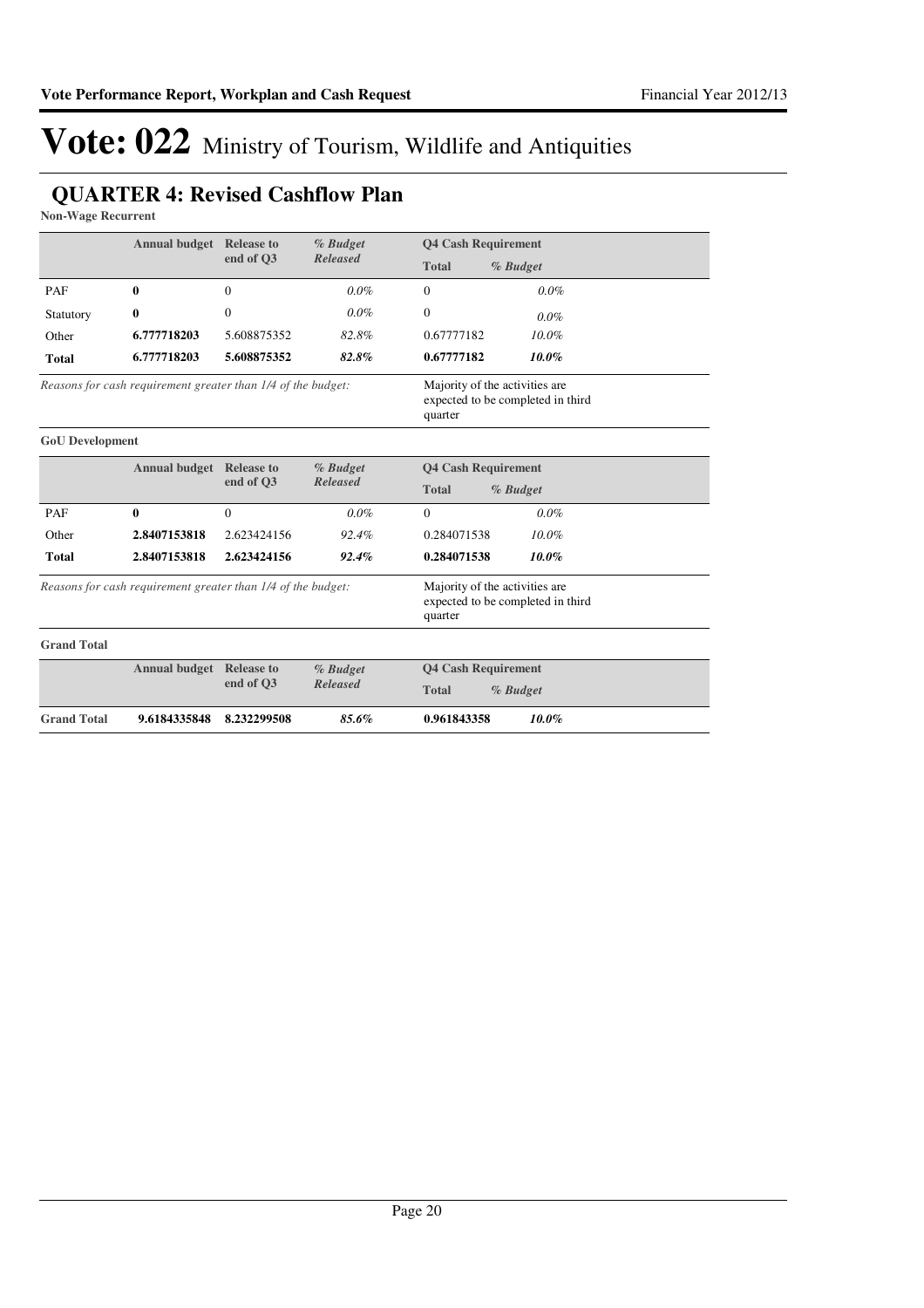# Vote: 022 Ministry of Tourism, Wildlife and Antiquities

## QUARTER 4: Revised Cashflow Plan

**Non-Wage Recurrent**

| | Annual budget | Release to end of Q3 | *% Budget Released* | Q4 Cash Requirement | |
|---|---|---|---|---|---|
| | | | | **Total** | ***% Budget*** |
| PAF | **0** | 0 | *0.0%* | 0 | *0.0%* |
| Statutory | **0** | 0 | *0.0%* | 0 | *0.0%* |
| Other | **6.777718203** | 5.608875352 | *82.8%* | 0.67777182 | *10.0%* |
| **Total** | **6.777718203** | **5.608875352** | ***82.8%*** | **0.67777182** | ***10.0%*** |

*Reasons for cash requirement greater than 1/4 of the budget:* Majority of the activities are expected to be completed in third quarter

**GoU Development**

| | Annual budget | Release to end of Q3 | *% Budget Released* | Q4 Cash Requirement | |
|---|---|---|---|---|---|
| | | | | **Total** | ***% Budget*** |
| PAF | **0** | 0 | *0.0%* | 0 | *0.0%* |
| Other | **2.8407153818** | 2.623424156 | *92.4%* | 0.284071538 | *10.0%* |
| **Total** | **2.8407153818** | **2.623424156** | ***92.4%*** | **0.284071538** | ***10.0%*** |

*Reasons for cash requirement greater than 1/4 of the budget:* Majority of the activities are expected to be completed in third quarter

**Grand Total**

| | Annual budget | Release to end of Q3 | *% Budget Released* | Q4 Cash Requirement | |
|---|---|---|---|---|---|
| | | | | **Total** | ***% Budget*** |
| **Grand Total** | **9.6184335848** | **8.232299508** | ***85.6%*** | **0.961843358** | ***10.0%*** |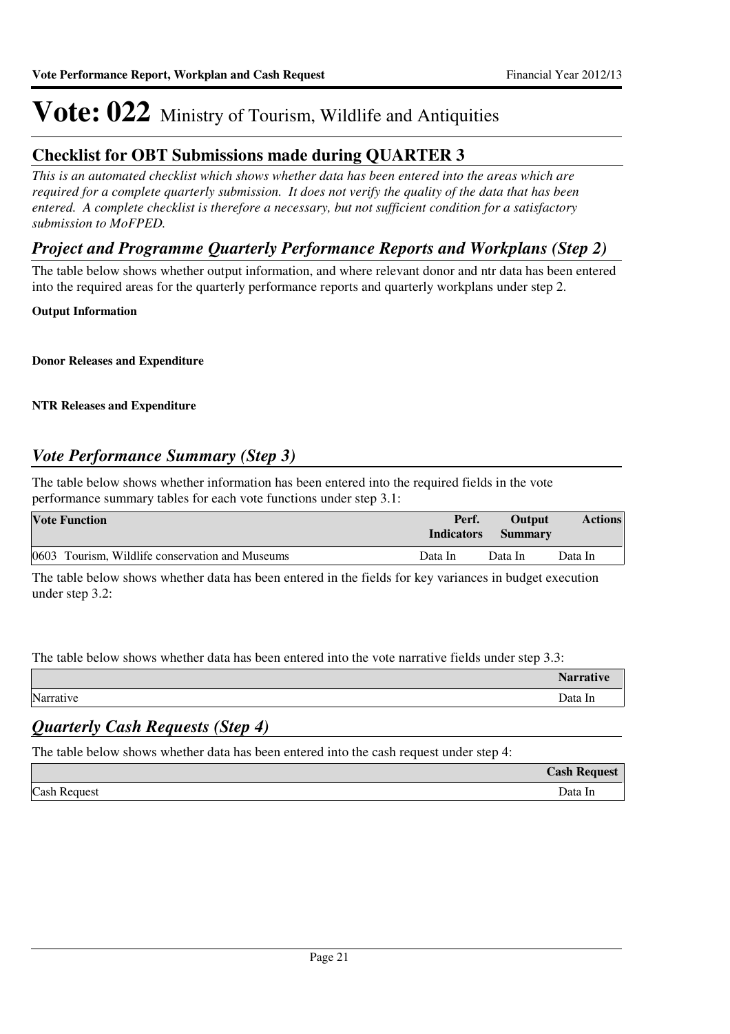# Vote: 022 Ministry of Tourism, Wildlife and Antiquities

## Checklist for OBT Submissions made during QUARTER 3

*This is an automated checklist which shows whether data has been entered into the areas which are required for a complete quarterly submission. It does not verify the quality of the data that has been entered. A complete checklist is therefore a necessary, but not sufficient condition for a satisfactory submission to MoFPED.*

## *Project and Programme Quarterly Performance Reports and Workplans (Step 2)*

The table below shows whether output information, and where relevant donor and ntr data has been entered into the required areas for the quarterly performance reports and quarterly workplans under step 2.

**Output Information**

**Donor Releases and Expenditure**

**NTR Releases and Expenditure**

## *Vote Performance Summary (Step 3)*

The table below shows whether information has been entered into the required fields in the vote performance summary tables for each vote functions under step 3.1:

| Vote Function | Perf. Indicators | Output Summary | Actions |
|---|---|---|---|
| 0603 Tourism, Wildlife conservation and Museums | Data In | Data In | Data In |

The table below shows whether data has been entered in the fields for key variances in budget execution under step 3.2:

The table below shows whether data has been entered into the vote narrative fields under step 3.3:

| | Narrative |
|---|---|
| Narrative | Data In |

## *Quarterly Cash Requests (Step 4)*

The table below shows whether data has been entered into the cash request under step 4:

| | Cash Request |
|---|---|
| Cash Request | Data In |